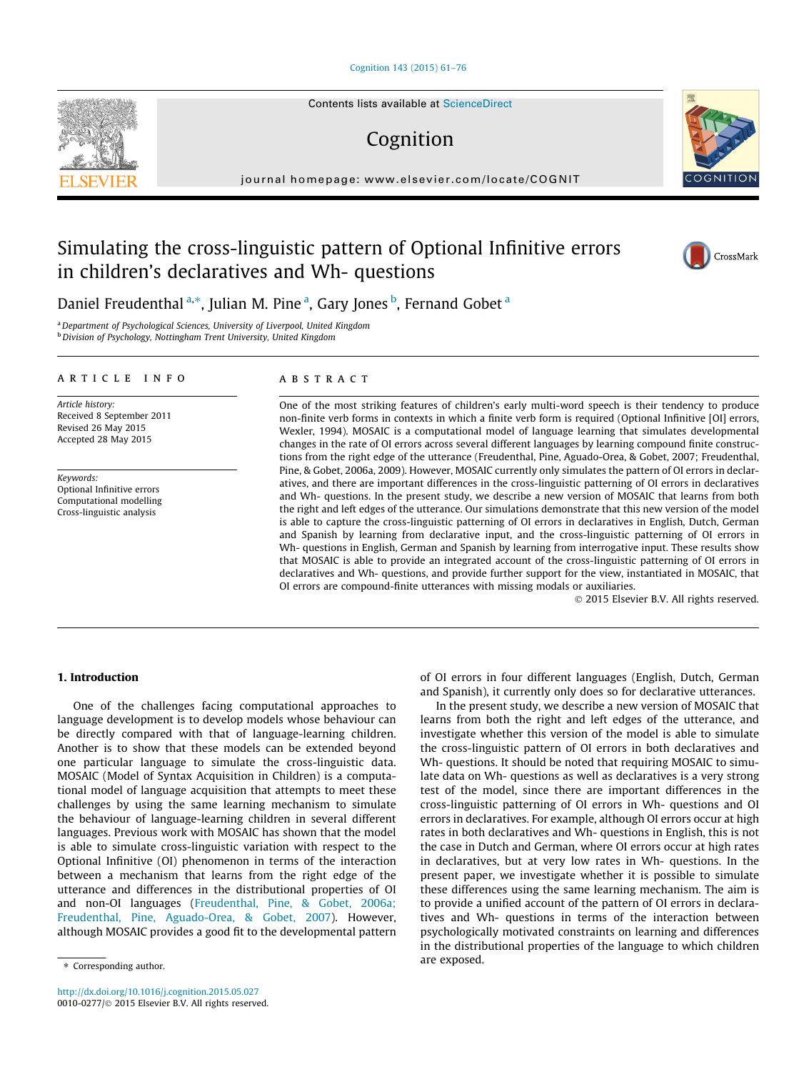# Simulating the cross-linguistic pattern of Optional Infinitive errors in children's declaratives and Wh- questions

Daniel Freudenthal [a,*], Julian M. Pine [a], Gary Jones [b], Fernand Gobet [a]

[a] Department of Psychological Sciences, University of Liverpool, United Kingdom
[b] Division of Psychology, Nottingham Trent University, United Kingdom

**ARTICLE INFO**

*Article history:*
Received 8 September 2011
Revised 26 May 2015
Accepted 28 May 2015

*Keywords:*
Optional Infinitive errors
Computational modelling
Cross-linguistic analysis

**ABSTRACT**

One of the most striking features of children's early multi-word speech is their tendency to produce non-finite verb forms in contexts in which a finite verb form is required (Optional Infinitive [OI] errors, Wexler, 1994). MOSAIC is a computational model of language learning that simulates developmental changes in the rate of OI errors across several different languages by learning compound finite constructions from the right edge of the utterance (Freudenthal, Pine, Aguado-Orea, & Gobet, 2007; Freudenthal, Pine, & Gobet, 2006a, 2009). However, MOSAIC currently only simulates the pattern of OI errors in declaratives, and there are important differences in the cross-linguistic patterning of OI errors in declaratives and Wh- questions. In the present study, we describe a new version of MOSAIC that learns from both the right and left edges of the utterance. Our simulations demonstrate that this new version of the model is able to capture the cross-linguistic patterning of OI errors in declaratives in English, Dutch, German and Spanish by learning from declarative input, and the cross-linguistic patterning of OI errors in Wh- questions in English, German and Spanish by learning from interrogative input. These results show that MOSAIC is able to provide an integrated account of the cross-linguistic patterning of OI errors in declaratives and Wh- questions, and provide further support for the view, instantiated in MOSAIC, that OI errors are compound-finite utterances with missing modals or auxiliaries.

© 2015 Elsevier B.V. All rights reserved.

## 1. Introduction

One of the challenges facing computational approaches to language development is to develop models whose behaviour can be directly compared with that of language-learning children. Another is to show that these models can be extended beyond one particular language to simulate the cross-linguistic data. MOSAIC (Model of Syntax Acquisition in Children) is a computational model of language acquisition that attempts to meet these challenges by using the same learning mechanism to simulate the behaviour of language-learning children in several different languages. Previous work with MOSAIC has shown that the model is able to simulate cross-linguistic variation with respect to the Optional Infinitive (OI) phenomenon in terms of the interaction between a mechanism that learns from the right edge of the utterance and differences in the distributional properties of OI and non-OI languages (Freudenthal, Pine, & Gobet, 2006a; Freudenthal, Pine, Aguado-Orea, & Gobet, 2007). However, although MOSAIC provides a good fit to the developmental pattern of OI errors in four different languages (English, Dutch, German and Spanish), it currently only does so for declarative utterances.

In the present study, we describe a new version of MOSAIC that learns from both the right and left edges of the utterance, and investigate whether this version of the model is able to simulate the cross-linguistic pattern of OI errors in both declaratives and Wh- questions. It should be noted that requiring MOSAIC to simulate data on Wh- questions as well as declaratives is a very strong test of the model, since there are important differences in the cross-linguistic patterning of OI errors in Wh- questions and OI errors in declaratives. For example, although OI errors occur at high rates in both declaratives and Wh- questions in English, this is not the case in Dutch and German, where OI errors occur at high rates in declaratives, but at very low rates in Wh- questions. In the present paper, we investigate whether it is possible to simulate these differences using the same learning mechanism. The aim is to provide a unified account of the pattern of OI errors in declaratives and Wh- questions in terms of the interaction between psychologically motivated constraints on learning and differences in the distributional properties of the language to which children are exposed.

* Corresponding author.

http://dx.doi.org/10.1016/j.cognition.2015.05.027
0010-0277/© 2015 Elsevier B.V. All rights reserved.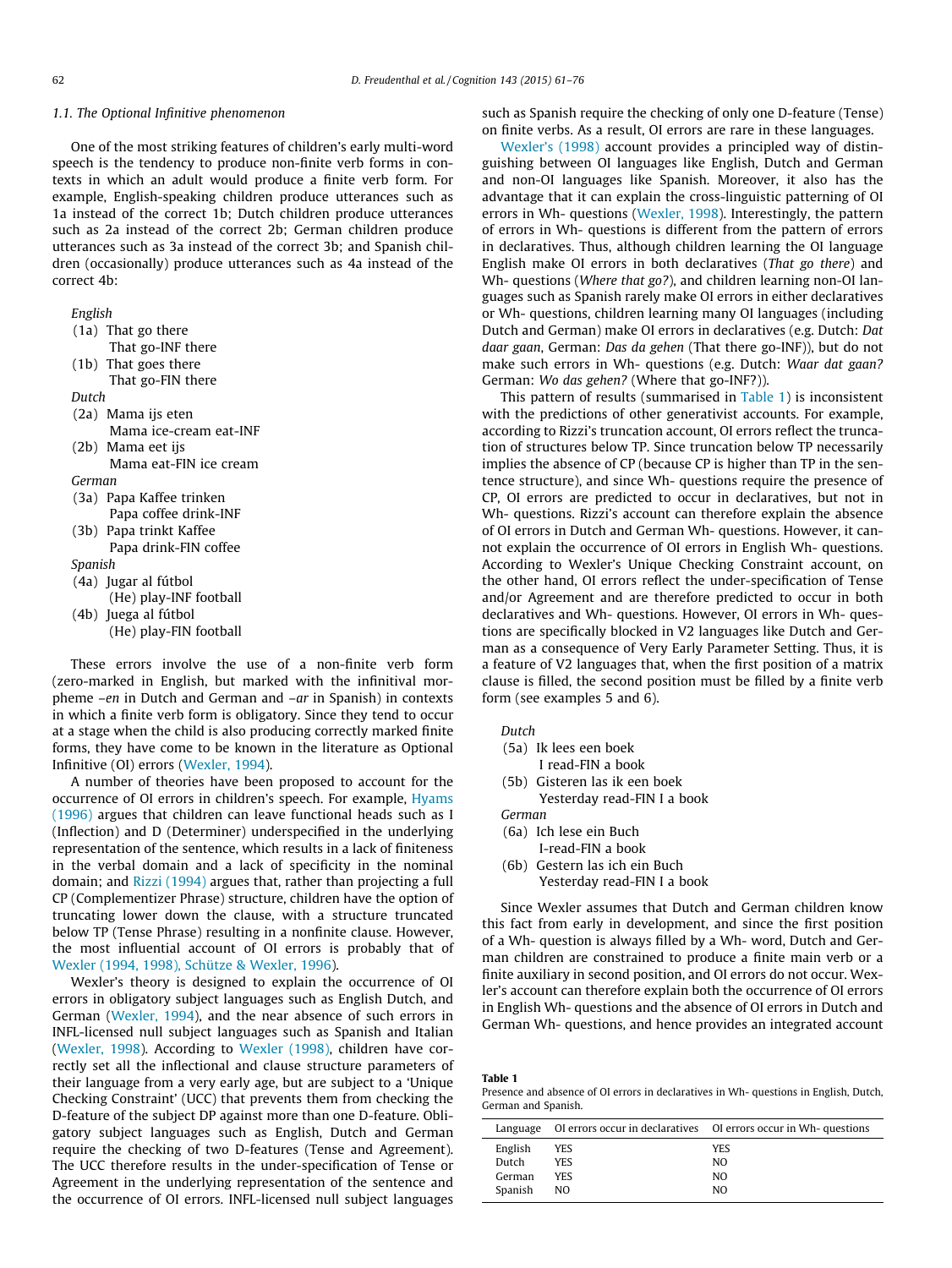### 1.1. The Optional Infinitive phenomenon

One of the most striking features of children's early multi-word speech is the tendency to produce non-finite verb forms in contexts in which an adult would produce a finite verb form. For example, English-speaking children produce utterances such as 1a instead of the correct 1b; Dutch children produce utterances such as 2a instead of the correct 2b; German children produce utterances such as 3a instead of the correct 3b; and Spanish children (occasionally) produce utterances such as 4a instead of the correct 4b:

*English*
(1a) That go there
    That go-INF there
(1b) That goes there
    That go-FIN there

*Dutch*
(2a) Mama ijs eten
    Mama ice-cream eat-INF
(2b) Mama eet ijs
    Mama eat-FIN ice cream

*German*
(3a) Papa Kaffee trinken
    Papa coffee drink-INF
(3b) Papa trinkt Kaffee
    Papa drink-FIN coffee

*Spanish*
(4a) Jugar al fútbol
    (He) play-INF football
(4b) Juega al fútbol
    (He) play-FIN football

These errors involve the use of a non-finite verb form (zero-marked in English, but marked with the infinitival morpheme –*en* in Dutch and German and –*ar* in Spanish) in contexts in which a finite verb form is obligatory. Since they tend to occur at a stage when the child is also producing correctly marked finite forms, they have come to be known in the literature as Optional Infinitive (OI) errors (Wexler, 1994).

A number of theories have been proposed to account for the occurrence of OI errors in children's speech. For example, Hyams (1996) argues that children can leave functional heads such as I (Inflection) and D (Determiner) underspecified in the underlying representation of the sentence, which results in a lack of finiteness in the verbal domain and a lack of specificity in the nominal domain; and Rizzi (1994) argues that, rather than projecting a full CP (Complementizer Phrase) structure, children have the option of truncating lower down the clause, with a structure truncated below TP (Tense Phrase) resulting in a nonfinite clause. However, the most influential account of OI errors is probably that of Wexler (1994, 1998), Schütze & Wexler, 1996).

Wexler's theory is designed to explain the occurrence of OI errors in obligatory subject languages such as English Dutch, and German (Wexler, 1994), and the near absence of such errors in INFL-licensed null subject languages such as Spanish and Italian (Wexler, 1998). According to Wexler (1998), children have correctly set all the inflectional and clause structure parameters of their language from a very early age, but are subject to a 'Unique Checking Constraint' (UCC) that prevents them from checking the D-feature of the subject DP against more than one D-feature. Obligatory subject languages such as English, Dutch and German require the checking of two D-features (Tense and Agreement). The UCC therefore results in the under-specification of Tense or Agreement in the underlying representation of the sentence and the occurrence of OI errors. INFL-licensed null subject languages such as Spanish require the checking of only one D-feature (Tense) on finite verbs. As a result, OI errors are rare in these languages.

Wexler's (1998) account provides a principled way of distinguishing between OI languages like English, Dutch and German and non-OI languages like Spanish. Moreover, it also has the advantage that it can explain the cross-linguistic patterning of OI errors in Wh- questions (Wexler, 1998). Interestingly, the pattern of errors in Wh- questions is different from the pattern of errors in declaratives. Thus, although children learning the OI language English make OI errors in both declaratives (*That go there*) and Wh- questions (*Where that go?*), and children learning non-OI languages such as Spanish rarely make OI errors in either declaratives or Wh- questions, children learning many OI languages (including Dutch and German) make OI errors in declaratives (e.g. Dutch: *Dat daar gaan*, German: *Das da gehen* (That there go-INF)), but do not make such errors in Wh- questions (e.g. Dutch: *Waar dat gaan?* German: *Wo das gehen?* (Where that go-INF?)).

This pattern of results (summarised in Table 1) is inconsistent with the predictions of other generativist accounts. For example, according to Rizzi's truncation account, OI errors reflect the truncation of structures below TP. Since truncation below TP necessarily implies the absence of CP (because CP is higher than TP in the sentence structure), and since Wh- questions require the presence of CP, OI errors are predicted to occur in declaratives, but not in Wh- questions. Rizzi's account can therefore explain the absence of OI errors in Dutch and German Wh- questions. However, it cannot explain the occurrence of OI errors in English Wh- questions. According to Wexler's Unique Checking Constraint account, on the other hand, OI errors reflect the under-specification of Tense and/or Agreement and are therefore predicted to occur in both declaratives and Wh- questions. However, OI errors in Wh- questions are specifically blocked in V2 languages like Dutch and German as a consequence of Very Early Parameter Setting. Thus, it is a feature of V2 languages that, when the first position of a matrix clause is filled, the second position must be filled by a finite verb form (see examples 5 and 6).

*Dutch*
(5a) Ik lees een boek
    I read-FIN a book
(5b) Gisteren las ik een boek
    Yesterday read-FIN I a book

*German*
(6a) Ich lese ein Buch
    I-read-FIN a book
(6b) Gestern las ich ein Buch
    Yesterday read-FIN I a book

Since Wexler assumes that Dutch and German children know this fact from early in development, and since the first position of a Wh- question is always filled by a Wh- word, Dutch and German children are constrained to produce a finite main verb or a finite auxiliary in second position, and OI errors do not occur. Wexler's account can therefore explain both the occurrence of OI errors in English Wh- questions and the absence of OI errors in Dutch and German Wh- questions, and hence provides an integrated account

**Table 1**
Presence and absence of OI errors in declaratives in Wh- questions in English, Dutch, German and Spanish.

| Language | OI errors occur in declaratives | OI errors occur in Wh- questions |
|---|---|---|
| English | YES | YES |
| Dutch | YES | NO |
| German | YES | NO |
| Spanish | NO | NO |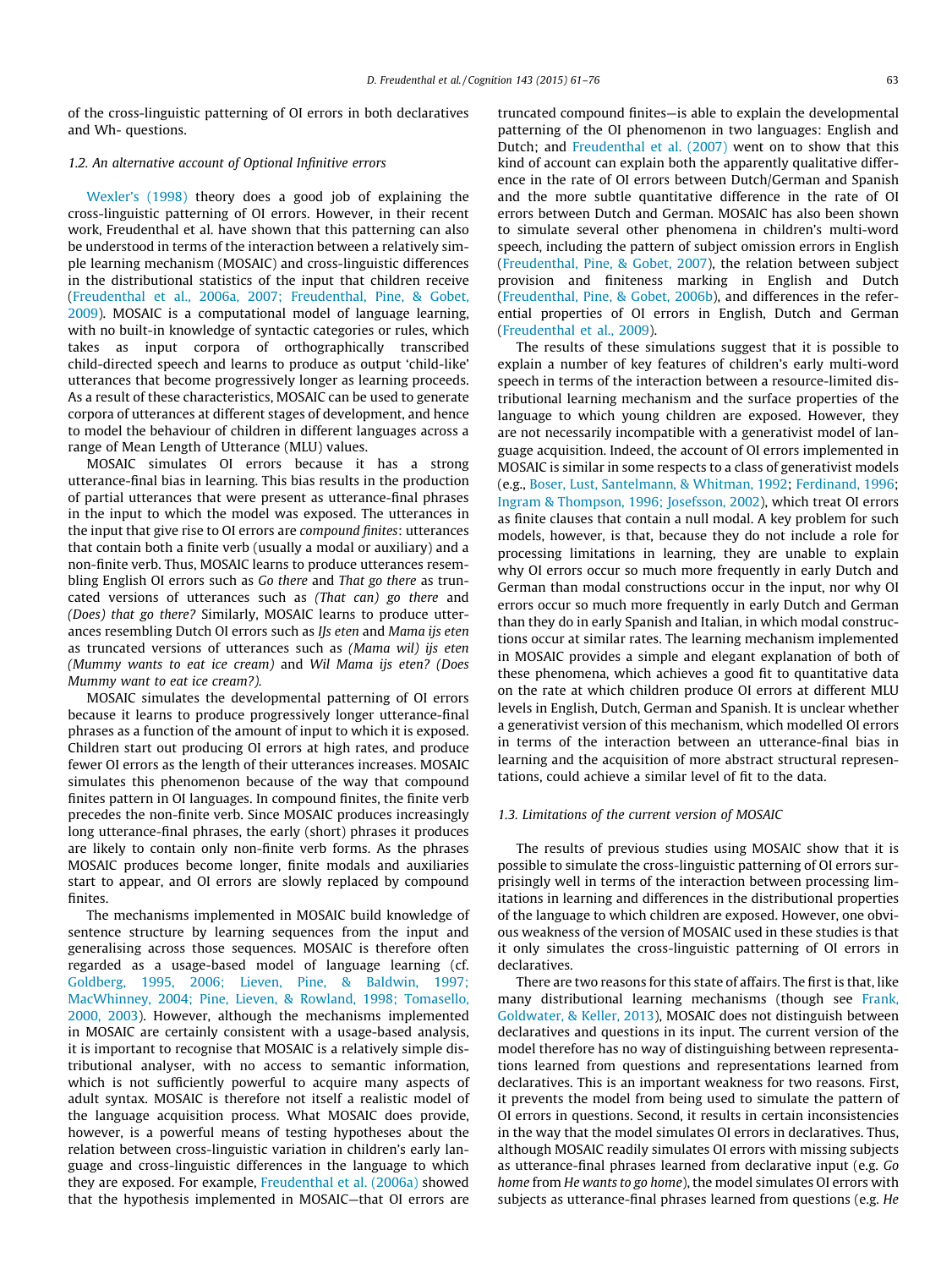of the cross-linguistic patterning of OI errors in both declaratives and Wh- questions.

### 1.2. An alternative account of Optional Infinitive errors

Wexler's (1998) theory does a good job of explaining the cross-linguistic patterning of OI errors. However, in their recent work, Freudenthal et al. have shown that this patterning can also be understood in terms of the interaction between a relatively simple learning mechanism (MOSAIC) and cross-linguistic differences in the distributional statistics of the input that children receive (Freudenthal et al., 2006a, 2007; Freudenthal, Pine, & Gobet, 2009). MOSAIC is a computational model of language learning, with no built-in knowledge of syntactic categories or rules, which takes as input corpora of orthographically transcribed child-directed speech and learns to produce as output 'child-like' utterances that become progressively longer as learning proceeds. As a result of these characteristics, MOSAIC can be used to generate corpora of utterances at different stages of development, and hence to model the behaviour of children in different languages across a range of Mean Length of Utterance (MLU) values.

MOSAIC simulates OI errors because it has a strong utterance-final bias in learning. This bias results in the production of partial utterances that were present as utterance-final phrases in the input to which the model was exposed. The utterances in the input that give rise to OI errors are *compound finites*: utterances that contain both a finite verb (usually a modal or auxiliary) and a non-finite verb. Thus, MOSAIC learns to produce utterances resembling English OI errors such as *Go there* and *That go there* as truncated versions of utterances such as *(That can) go there* and *(Does) that go there?* Similarly, MOSAIC learns to produce utterances resembling Dutch OI errors such as *IJs eten* and *Mama ijs eten* as truncated versions of utterances such as *(Mama wil) ijs eten (Mummy wants to eat ice cream)* and *Wil Mama ijs eten? (Does Mummy want to eat ice cream?).*

MOSAIC simulates the developmental patterning of OI errors because it learns to produce progressively longer utterance-final phrases as a function of the amount of input to which it is exposed. Children start out producing OI errors at high rates, and produce fewer OI errors as the length of their utterances increases. MOSAIC simulates this phenomenon because of the way that compound finites pattern in OI languages. In compound finites, the finite verb precedes the non-finite verb. Since MOSAIC produces increasingly long utterance-final phrases, the early (short) phrases it produces are likely to contain only non-finite verb forms. As the phrases MOSAIC produces become longer, finite modals and auxiliaries start to appear, and OI errors are slowly replaced by compound finites.

The mechanisms implemented in MOSAIC build knowledge of sentence structure by learning sequences from the input and generalising across those sequences. MOSAIC is therefore often regarded as a usage-based model of language learning (cf. Goldberg, 1995, 2006; Lieven, Pine, & Baldwin, 1997; MacWhinney, 2004; Pine, Lieven, & Rowland, 1998; Tomasello, 2000, 2003). However, although the mechanisms implemented in MOSAIC are certainly consistent with a usage-based analysis, it is important to recognise that MOSAIC is a relatively simple distributional analyser, with no access to semantic information, which is not sufficiently powerful to acquire many aspects of adult syntax. MOSAIC is therefore not itself a realistic model of the language acquisition process. What MOSAIC does provide, however, is a powerful means of testing hypotheses about the relation between cross-linguistic variation in children's early language and cross-linguistic differences in the language to which they are exposed. For example, Freudenthal et al. (2006a) showed that the hypothesis implemented in MOSAIC—that OI errors are truncated compound finites—is able to explain the developmental patterning of the OI phenomenon in two languages: English and Dutch; and Freudenthal et al. (2007) went on to show that this kind of account can explain both the apparently qualitative difference in the rate of OI errors between Dutch/German and Spanish and the more subtle quantitative difference in the rate of OI errors between Dutch and German. MOSAIC has also been shown to simulate several other phenomena in children's multi-word speech, including the pattern of subject omission errors in English (Freudenthal, Pine, & Gobet, 2007), the relation between subject provision and finiteness marking in English and Dutch (Freudenthal, Pine, & Gobet, 2006b), and differences in the referential properties of OI errors in English, Dutch and German (Freudenthal et al., 2009).

The results of these simulations suggest that it is possible to explain a number of key features of children's early multi-word speech in terms of the interaction between a resource-limited distributional learning mechanism and the surface properties of the language to which young children are exposed. However, they are not necessarily incompatible with a generativist model of language acquisition. Indeed, the account of OI errors implemented in MOSAIC is similar in some respects to a class of generativist models (e.g., Boser, Lust, Santelmann, & Whitman, 1992; Ferdinand, 1996; Ingram & Thompson, 1996; Josefsson, 2002), which treat OI errors as finite clauses that contain a null modal. A key problem for such models, however, is that, because they do not include a role for processing limitations in learning, they are unable to explain why OI errors occur so much more frequently in early Dutch and German than modal constructions occur in the input, nor why OI errors occur so much more frequently in early Dutch and German than they do in early Spanish and Italian, in which modal constructions occur at similar rates. The learning mechanism implemented in MOSAIC provides a simple and elegant explanation of both of these phenomena, which achieves a good fit to quantitative data on the rate at which children produce OI errors at different MLU levels in English, Dutch, German and Spanish. It is unclear whether a generativist version of this mechanism, which modelled OI errors in terms of the interaction between an utterance-final bias in learning and the acquisition of more abstract structural representations, could achieve a similar level of fit to the data.

### 1.3. Limitations of the current version of MOSAIC

The results of previous studies using MOSAIC show that it is possible to simulate the cross-linguistic patterning of OI errors surprisingly well in terms of the interaction between processing limitations in learning and differences in the distributional properties of the language to which children are exposed. However, one obvious weakness of the version of MOSAIC used in these studies is that it only simulates the cross-linguistic patterning of OI errors in declaratives.

There are two reasons for this state of affairs. The first is that, like many distributional learning mechanisms (though see Frank, Goldwater, & Keller, 2013), MOSAIC does not distinguish between declaratives and questions in its input. The current version of the model therefore has no way of distinguishing between representations learned from questions and representations learned from declaratives. This is an important weakness for two reasons. First, it prevents the model from being used to simulate the pattern of OI errors in questions. Second, it results in certain inconsistencies in the way that the model simulates OI errors in declaratives. Thus, although MOSAIC readily simulates OI errors with missing subjects as utterance-final phrases learned from declarative input (e.g. *Go home* from *He wants to go home*), the model simulates OI errors with subjects as utterance-final phrases learned from questions (e.g. *He*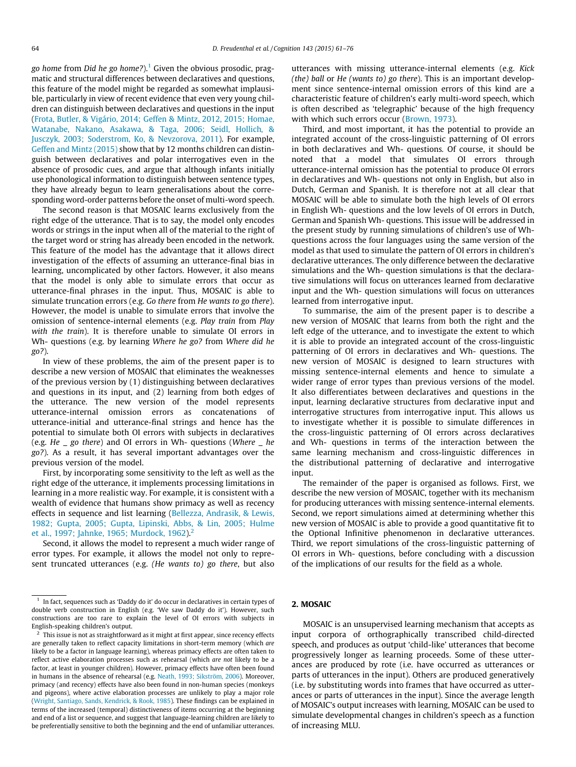*go home* from *Did he go home?*).[1] Given the obvious prosodic, pragmatic and structural differences between declaratives and questions, this feature of the model might be regarded as somewhat implausible, particularly in view of recent evidence that even very young children can distinguish between declaratives and questions in the input (Frota, Butler, & Vigário, 2014; Geffen & Mintz, 2012, 2015; Homae, Watanabe, Nakano, Asakawa, & Taga, 2006; Seidl, Hollich, & Jusczyk, 2003; Soderstrom, Ko, & Nevzorova, 2011). For example, Geffen and Mintz (2015) show that by 12 months children can distinguish between declaratives and polar interrogatives even in the absence of prosodic cues, and argue that although infants initially use phonological information to distinguish between sentence types, they have already begun to learn generalisations about the corresponding word-order patterns before the onset of multi-word speech.

The second reason is that MOSAIC learns exclusively from the right edge of the utterance. That is to say, the model only encodes words or strings in the input when all of the material to the right of the target word or string has already been encoded in the network. This feature of the model has the advantage that it allows direct investigation of the effects of assuming an utterance-final bias in learning, uncomplicated by other factors. However, it also means that the model is only able to simulate errors that occur as utterance-final phrases in the input. Thus, MOSAIC is able to simulate truncation errors (e.g. *Go there* from *He wants to go there*). However, the model is unable to simulate errors that involve the omission of sentence-internal elements (e.g. *Play train* from *Play with the train*). It is therefore unable to simulate OI errors in Wh- questions (e.g. by learning *Where he go?* from *Where did he go?*).

In view of these problems, the aim of the present paper is to describe a new version of MOSAIC that eliminates the weaknesses of the previous version by (1) distinguishing between declaratives and questions in its input, and (2) learning from both edges of the utterance. The new version of the model represents utterance-internal omission errors as concatenations of utterance-initial and utterance-final strings and hence has the potential to simulate both OI errors with subjects in declaratives (e.g. *He _ go there*) and OI errors in Wh- questions (*Where _ he go?*). As a result, it has several important advantages over the previous version of the model.

First, by incorporating some sensitivity to the left as well as the right edge of the utterance, it implements processing limitations in learning in a more realistic way. For example, it is consistent with a wealth of evidence that humans show primacy as well as recency effects in sequence and list learning (Bellezza, Andrasik, & Lewis, 1982; Gupta, 2005; Gupta, Lipinski, Abbs, & Lin, 2005; Hulme et al., 1997; Jahnke, 1965; Murdock, 1962).[2]

Second, it allows the model to represent a much wider range of error types. For example, it allows the model not only to represent truncated utterances (e.g. *(He wants to) go there*, but also utterances with missing utterance-internal elements (e.g. *Kick (the) ball* or *He (wants to) go there*). This is an important development since sentence-internal omission errors of this kind are a characteristic feature of children's early multi-word speech, which is often described as 'telegraphic' because of the high frequency with which such errors occur (Brown, 1973).

Third, and most important, it has the potential to provide an integrated account of the cross-linguistic patterning of OI errors in both declaratives and Wh- questions. Of course, it should be noted that a model that simulates OI errors through utterance-internal omission has the potential to produce OI errors in declaratives and Wh- questions not only in English, but also in Dutch, German and Spanish. It is therefore not at all clear that MOSAIC will be able to simulate both the high levels of OI errors in English Wh- questions and the low levels of OI errors in Dutch, German and Spanish Wh- questions. This issue will be addressed in the present study by running simulations of children's use of Wh- questions across the four languages using the same version of the model as that used to simulate the pattern of OI errors in children's declarative utterances. The only difference between the declarative simulations and the Wh- question simulations is that the declarative simulations will focus on utterances learned from declarative input and the Wh- question simulations will focus on utterances learned from interrogative input.

To summarise, the aim of the present paper is to describe a new version of MOSAIC that learns from both the right and the left edge of the utterance, and to investigate the extent to which it is able to provide an integrated account of the cross-linguistic patterning of OI errors in declaratives and Wh- questions. The new version of MOSAIC is designed to learn structures with missing sentence-internal elements and hence to simulate a wider range of error types than previous versions of the model. It also differentiates between declaratives and questions in the input, learning declarative structures from declarative input and interrogative structures from interrogative input. This allows us to investigate whether it is possible to simulate differences in the cross-linguistic patterning of OI errors across declaratives and Wh- questions in terms of the interaction between the same learning mechanism and cross-linguistic differences in the distributional patterning of declarative and interrogative input.

The remainder of the paper is organised as follows. First, we describe the new version of MOSAIC, together with its mechanism for producing utterances with missing sentence-internal elements. Second, we report simulations aimed at determining whether this new version of MOSAIC is able to provide a good quantitative fit to the Optional Infinitive phenomenon in declarative utterances. Third, we report simulations of the cross-linguistic patterning of OI errors in Wh- questions, before concluding with a discussion of the implications of our results for the field as a whole.

## 2. MOSAIC

MOSAIC is an unsupervised learning mechanism that accepts as input corpora of orthographically transcribed child-directed speech, and produces as output 'child-like' utterances that become progressively longer as learning proceeds. Some of these utterances are produced by rote (i.e. have occurred as utterances or parts of utterances in the input). Others are produced generatively (i.e. by substituting words into frames that have occurred as utterances or parts of utterances in the input). Since the average length of MOSAIC's output increases with learning, MOSAIC can be used to simulate developmental changes in children's speech as a function of increasing MLU.

---

[1] In fact, sequences such as 'Daddy do it' do occur in declaratives in certain types of double verb construction in English (e.g. 'We saw Daddy do it'). However, such constructions are too rare to explain the level of OI errors with subjects in English-speaking children's output.

[2] This issue is not as straightforward as it might at first appear, since recency effects are generally taken to reflect capacity limitations in short-term memory (which *are* likely to be a factor in language learning), whereas primacy effects are often taken to reflect active elaboration processes such as rehearsal (which *are not* likely to be a factor, at least in younger children). However, primacy effects have often been found in humans in the absence of rehearsal (e.g. Neath, 1993; Sikström, 2006). Moreover, primacy (and recency) effects have also been found in non-human species (monkeys and pigeons), where active elaboration processes are unlikely to play a major role (Wright, Santiago, Sands, Kendrick, & Rook, 1985). These findings can be explained in terms of the increased (temporal) distinctiveness of items occurring at the beginning and end of a list or sequence, and suggest that language-learning children are likely to be preferentially sensitive to both the beginning and the end of unfamiliar utterances.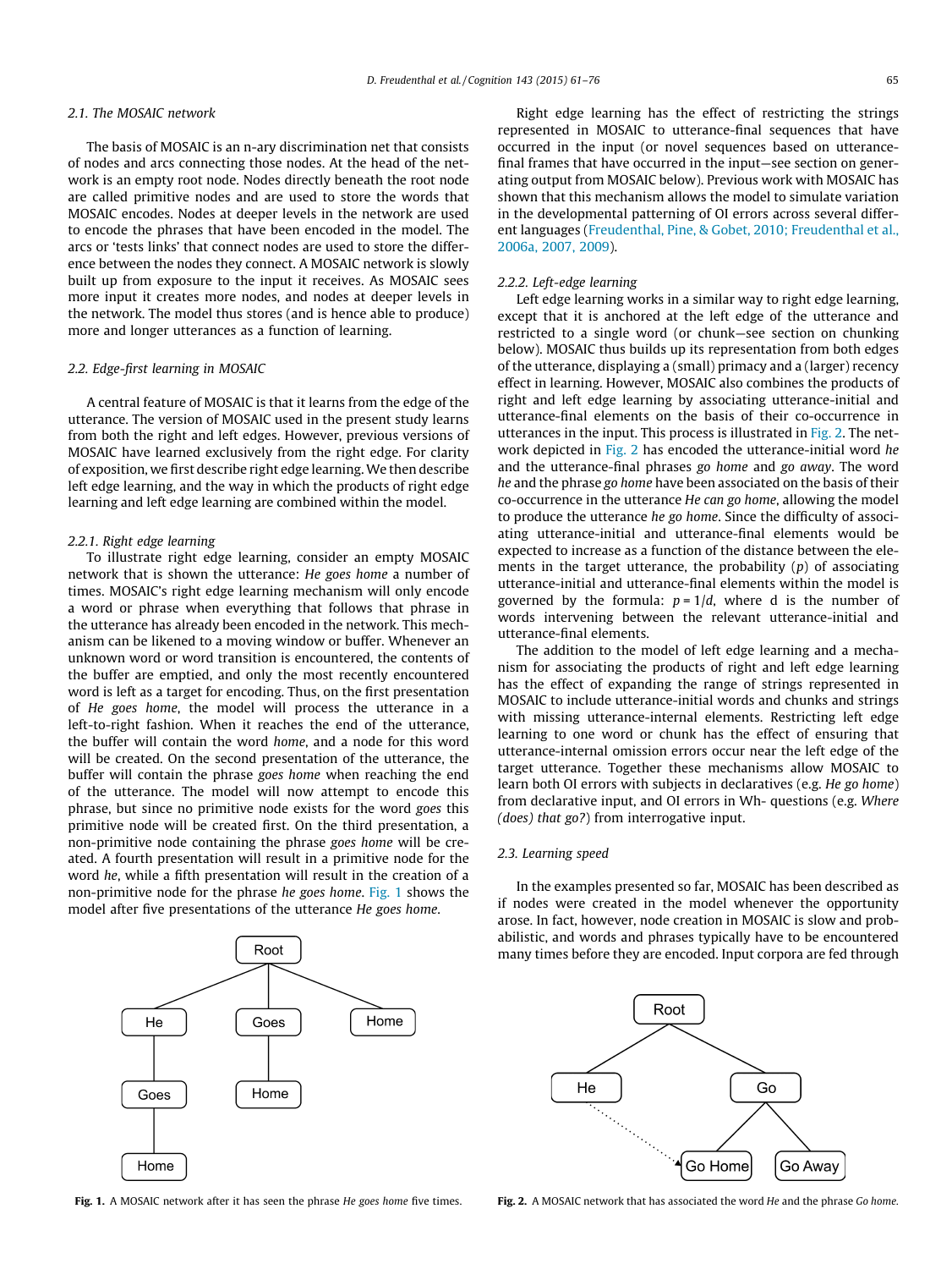### 2.1. The MOSAIC network

The basis of MOSAIC is an n-ary discrimination net that consists of nodes and arcs connecting those nodes. At the head of the network is an empty root node. Nodes directly beneath the root node are called primitive nodes and are used to store the words that MOSAIC encodes. Nodes at deeper levels in the network are used to encode the phrases that have been encoded in the model. The arcs or 'tests links' that connect nodes are used to store the difference between the nodes they connect. A MOSAIC network is slowly built up from exposure to the input it receives. As MOSAIC sees more input it creates more nodes, and nodes at deeper levels in the network. The model thus stores (and is hence able to produce) more and longer utterances as a function of learning.

### 2.2. Edge-first learning in MOSAIC

A central feature of MOSAIC is that it learns from the edge of the utterance. The version of MOSAIC used in the present study learns from both the right and left edges. However, previous versions of MOSAIC have learned exclusively from the right edge. For clarity of exposition, we first describe right edge learning. We then describe left edge learning, and the way in which the products of right edge learning and left edge learning are combined within the model.

#### 2.2.1. Right edge learning

To illustrate right edge learning, consider an empty MOSAIC network that is shown the utterance: *He goes home* a number of times. MOSAIC's right edge learning mechanism will only encode a word or phrase when everything that follows that phrase in the utterance has already been encoded in the network. This mechanism can be likened to a moving window or buffer. Whenever an unknown word or word transition is encountered, the contents of the buffer are emptied, and only the most recently encountered word is left as a target for encoding. Thus, on the first presentation of *He goes home*, the model will process the utterance in a left-to-right fashion. When it reaches the end of the utterance, the buffer will contain the word *home*, and a node for this word will be created. On the second presentation of the utterance, the buffer will contain the phrase *goes home* when reaching the end of the utterance. The model will now attempt to encode this phrase, but since no primitive node exists for the word *goes* this primitive node will be created first. On the third presentation, a non-primitive node containing the phrase *goes home* will be created. A fourth presentation will result in a primitive node for the word *he*, while a fifth presentation will result in the creation of a non-primitive node for the phrase *he goes home*. Fig. 1 shows the model after five presentations of the utterance *He goes home*.

Root
He
Goes
Home
Goes
Home
Home

**Fig. 1.** A MOSAIC network after it has seen the phrase *He goes home* five times.

Right edge learning has the effect of restricting the strings represented in MOSAIC to utterance-final sequences that have occurred in the input (or novel sequences based on utterance-final frames that have occurred in the input—see section on generating output from MOSAIC below). Previous work with MOSAIC has shown that this mechanism allows the model to simulate variation in the developmental patterning of OI errors across several different languages (Freudenthal, Pine, & Gobet, 2010; Freudenthal et al., 2006a, 2007, 2009).

#### 2.2.2. Left-edge learning

Left edge learning works in a similar way to right edge learning, except that it is anchored at the left edge of the utterance and restricted to a single word (or chunk—see section on chunking below). MOSAIC thus builds up its representation from both edges of the utterance, displaying a (small) primacy and a (larger) recency effect in learning. However, MOSAIC also combines the products of right and left edge learning by associating utterance-initial and utterance-final elements on the basis of their co-occurrence in utterances in the input. This process is illustrated in Fig. 2. The network depicted in Fig. 2 has encoded the utterance-initial word *he* and the utterance-final phrases *go home* and *go away*. The word *he* and the phrase *go home* have been associated on the basis of their co-occurrence in the utterance *He can go home*, allowing the model to produce the utterance *he go home*. Since the difficulty of associating utterance-initial and utterance-final elements would be expected to increase as a function of the distance between the elements in the target utterance, the probability ($p$) of associating utterance-initial and utterance-final elements within the model is governed by the formula: $p = 1/d$, where d is the number of words intervening between the relevant utterance-initial and utterance-final elements.

The addition to the model of left edge learning and a mechanism for associating the products of right and left edge learning has the effect of expanding the range of strings represented in MOSAIC to include utterance-initial words and chunks and strings with missing utterance-internal elements. Restricting left edge learning to one word or chunk has the effect of ensuring that utterance-internal omission errors occur near the left edge of the target utterance. Together these mechanisms allow MOSAIC to learn both OI errors with subjects in declaratives (e.g. *He go home*) from declarative input, and OI errors in Wh- questions (e.g. *Where (does) that go?*) from interrogative input.

### 2.3. Learning speed

In the examples presented so far, MOSAIC has been described as if nodes were created in the model whenever the opportunity arose. In fact, however, node creation in MOSAIC is slow and probabilistic, and words and phrases typically have to be encountered many times before they are encoded. Input corpora are fed through

Root
He
Go
Go Home
Go Away

**Fig. 2.** A MOSAIC network that has associated the word *He* and the phrase *Go home*.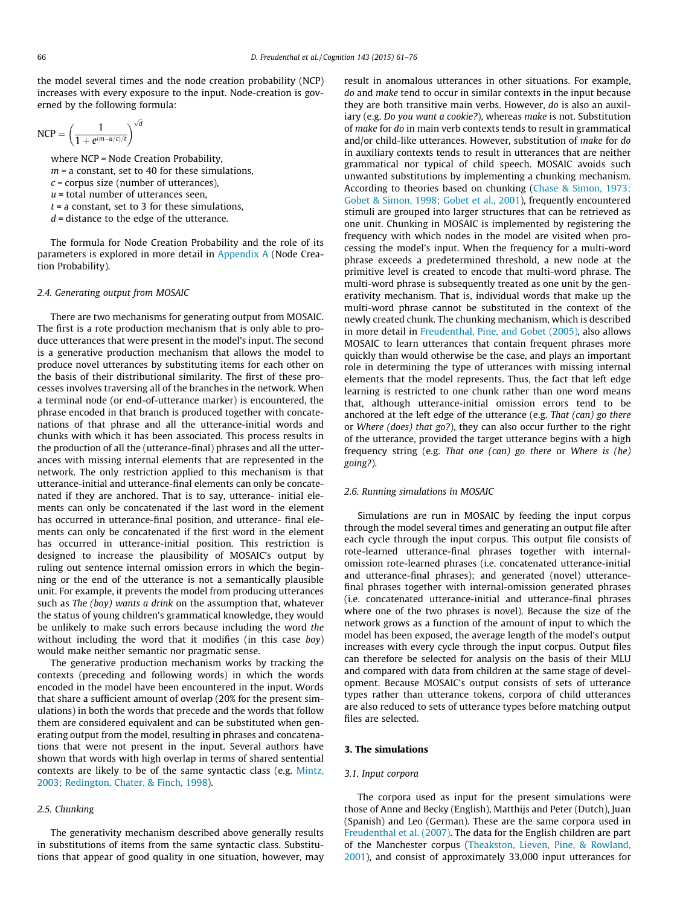the model several times and the node creation probability (NCP) increases with every exposure to the input. Node-creation is governed by the following formula:

$$\text{NCP} = \left(\frac{1}{1 + e^{(m-u/c)/t}}\right)^{\sqrt{d}}$$

where NCP = Node Creation Probability,
$m$ = a constant, set to 40 for these simulations,
$c$ = corpus size (number of utterances),
$u$ = total number of utterances seen,
$t$ = a constant, set to 3 for these simulations,
$d$ = distance to the edge of the utterance.

The formula for Node Creation Probability and the role of its parameters is explored in more detail in Appendix A (Node Creation Probability).

### 2.4. Generating output from MOSAIC

There are two mechanisms for generating output from MOSAIC. The first is a rote production mechanism that is only able to produce utterances that were present in the model's input. The second is a generative production mechanism that allows the model to produce novel utterances by substituting items for each other on the basis of their distributional similarity. The first of these processes involves traversing all of the branches in the network. When a terminal node (or end-of-utterance marker) is encountered, the phrase encoded in that branch is produced together with concatenations of that phrase and all the utterance-initial words and chunks with which it has been associated. This process results in the production of all the (utterance-final) phrases and all the utterances with missing internal elements that are represented in the network. The only restriction applied to this mechanism is that utterance-initial and utterance-final elements can only be concatenated if they are anchored. That is to say, utterance- initial elements can only be concatenated if the last word in the element has occurred in utterance-final position, and utterance- final elements can only be concatenated if the first word in the element has occurred in utterance-initial position. This restriction is designed to increase the plausibility of MOSAIC's output by ruling out sentence internal omission errors in which the beginning or the end of the utterance is not a semantically plausible unit. For example, it prevents the model from producing utterances such as *The (boy) wants a drink* on the assumption that, whatever the status of young children's grammatical knowledge, they would be unlikely to make such errors because including the word *the* without including the word that it modifies (in this case *boy*) would make neither semantic nor pragmatic sense.

The generative production mechanism works by tracking the contexts (preceding and following words) in which the words encoded in the model have been encountered in the input. Words that share a sufficient amount of overlap (20% for the present simulations) in both the words that precede and the words that follow them are considered equivalent and can be substituted when generating output from the model, resulting in phrases and concatenations that were not present in the input. Several authors have shown that words with high overlap in terms of shared sentential contexts are likely to be of the same syntactic class (e.g. Mintz, 2003; Redington, Chater, & Finch, 1998).

### 2.5. Chunking

The generativity mechanism described above generally results in substitutions of items from the same syntactic class. Substitutions that appear of good quality in one situation, however, may result in anomalous utterances in other situations. For example, *do* and *make* tend to occur in similar contexts in the input because they are both transitive main verbs. However, *do* is also an auxiliary (e.g. *Do you want a cookie?*), whereas *make* is not. Substitution of *make* for *do* in main verb contexts tends to result in grammatical and/or child-like utterances. However, substitution of *make* for *do* in auxiliary contexts tends to result in utterances that are neither grammatical nor typical of child speech. MOSAIC avoids such unwanted substitutions by implementing a chunking mechanism. According to theories based on chunking (Chase & Simon, 1973; Gobet & Simon, 1998; Gobet et al., 2001), frequently encountered stimuli are grouped into larger structures that can be retrieved as one unit. Chunking in MOSAIC is implemented by registering the frequency with which nodes in the model are visited when processing the model's input. When the frequency for a multi-word phrase exceeds a predetermined threshold, a new node at the primitive level is created to encode that multi-word phrase. The multi-word phrase is subsequently treated as one unit by the generativity mechanism. That is, individual words that make up the multi-word phrase cannot be substituted in the context of the newly created chunk. The chunking mechanism, which is described in more detail in Freudenthal, Pine, and Gobet (2005), also allows MOSAIC to learn utterances that contain frequent phrases more quickly than would otherwise be the case, and plays an important role in determining the type of utterances with missing internal elements that the model represents. Thus, the fact that left edge learning is restricted to one chunk rather than one word means that, although utterance-initial omission errors tend to be anchored at the left edge of the utterance (e.g. *That (can) go there* or *Where (does) that go?*), they can also occur further to the right of the utterance, provided the target utterance begins with a high frequency string (e.g. *That one (can) go there* or *Where is (he) going?*).

### 2.6. Running simulations in MOSAIC

Simulations are run in MOSAIC by feeding the input corpus through the model several times and generating an output file after each cycle through the input corpus. This output file consists of rote-learned utterance-final phrases together with internal-omission rote-learned phrases (i.e. concatenated utterance-initial and utterance-final phrases); and generated (novel) utterance-final phrases together with internal-omission generated phrases (i.e. concatenated utterance-initial and utterance-final phrases where one of the two phrases is novel). Because the size of the network grows as a function of the amount of input to which the model has been exposed, the average length of the model's output increases with every cycle through the input corpus. Output files can therefore be selected for analysis on the basis of their MLU and compared with data from children at the same stage of development. Because MOSAIC's output consists of sets of utterance types rather than utterance tokens, corpora of child utterances are also reduced to sets of utterance types before matching output files are selected.

## 3. The simulations

### 3.1. Input corpora

The corpora used as input for the present simulations were those of Anne and Becky (English), Matthijs and Peter (Dutch), Juan (Spanish) and Leo (German). These are the same corpora used in Freudenthal et al. (2007). The data for the English children are part of the Manchester corpus (Theakston, Lieven, Pine, & Rowland, 2001), and consist of approximately 33,000 input utterances for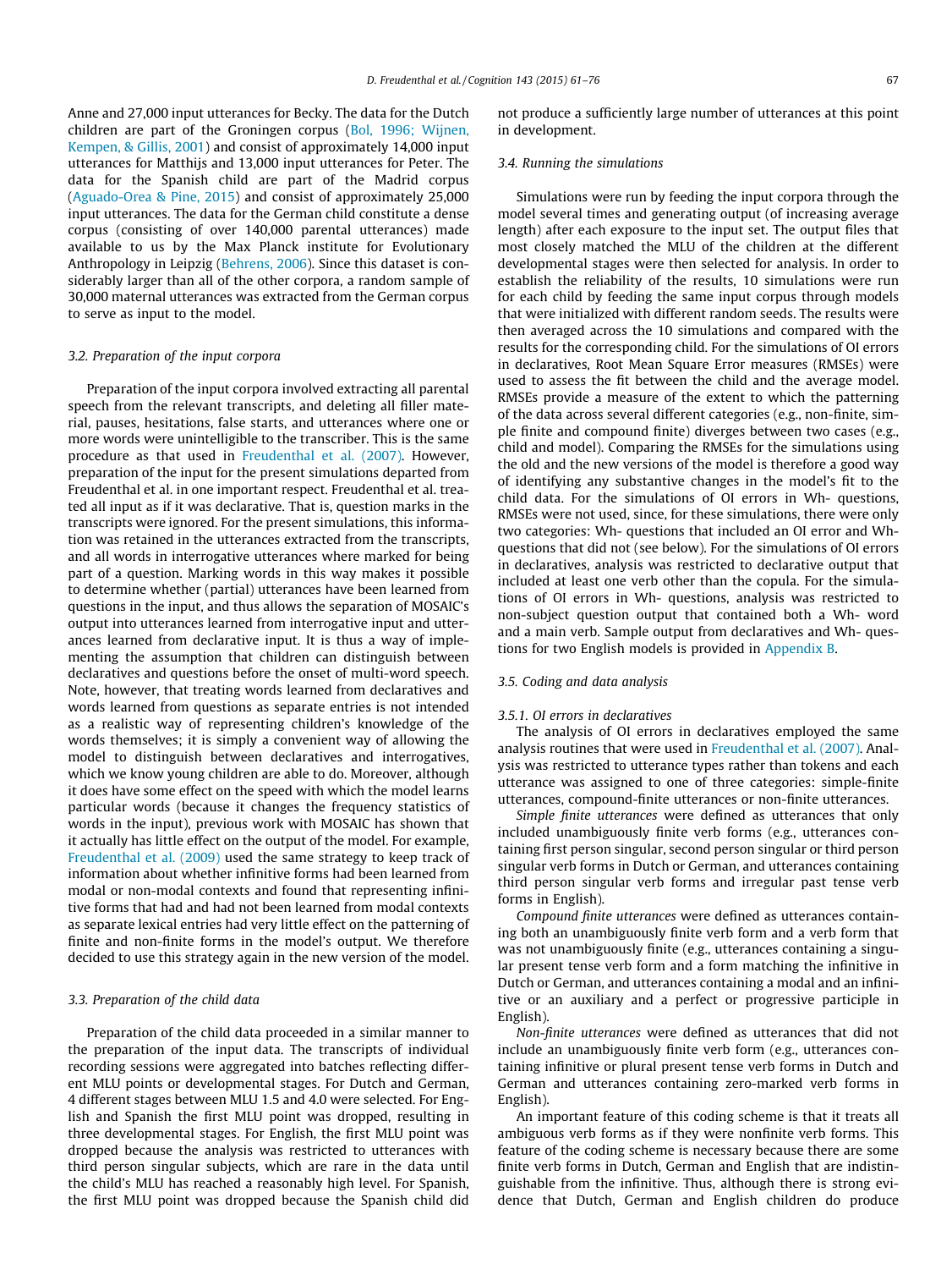Anne and 27,000 input utterances for Becky. The data for the Dutch children are part of the Groningen corpus (Bol, 1996; Wijnen, Kempen, & Gillis, 2001) and consist of approximately 14,000 input utterances for Matthijs and 13,000 input utterances for Peter. The data for the Spanish child are part of the Madrid corpus (Aguado-Orea & Pine, 2015) and consist of approximately 25,000 input utterances. The data for the German child constitute a dense corpus (consisting of over 140,000 parental utterances) made available to us by the Max Planck institute for Evolutionary Anthropology in Leipzig (Behrens, 2006). Since this dataset is considerably larger than all of the other corpora, a random sample of 30,000 maternal utterances was extracted from the German corpus to serve as input to the model.

### 3.2. Preparation of the input corpora

Preparation of the input corpora involved extracting all parental speech from the relevant transcripts, and deleting all filler material, pauses, hesitations, false starts, and utterances where one or more words were unintelligible to the transcriber. This is the same procedure as that used in Freudenthal et al. (2007). However, preparation of the input for the present simulations departed from Freudenthal et al. in one important respect. Freudenthal et al. treated all input as if it was declarative. That is, question marks in the transcripts were ignored. For the present simulations, this information was retained in the utterances extracted from the transcripts, and all words in interrogative utterances where marked for being part of a question. Marking words in this way makes it possible to determine whether (partial) utterances have been learned from questions in the input, and thus allows the separation of MOSAIC's output into utterances learned from interrogative input and utterances learned from declarative input. It is thus a way of implementing the assumption that children can distinguish between declaratives and questions before the onset of multi-word speech. Note, however, that treating words learned from declaratives and words learned from questions as separate entries is not intended as a realistic way of representing children's knowledge of the words themselves; it is simply a convenient way of allowing the model to distinguish between declaratives and interrogatives, which we know young children are able to do. Moreover, although it does have some effect on the speed with which the model learns particular words (because it changes the frequency statistics of words in the input), previous work with MOSAIC has shown that it actually has little effect on the output of the model. For example, Freudenthal et al. (2009) used the same strategy to keep track of information about whether infinitive forms had been learned from modal or non-modal contexts and found that representing infinitive forms that had and had not been learned from modal contexts as separate lexical entries had very little effect on the patterning of finite and non-finite forms in the model's output. We therefore decided to use this strategy again in the new version of the model.

### 3.3. Preparation of the child data

Preparation of the child data proceeded in a similar manner to the preparation of the input data. The transcripts of individual recording sessions were aggregated into batches reflecting different MLU points or developmental stages. For Dutch and German, 4 different stages between MLU 1.5 and 4.0 were selected. For English and Spanish the first MLU point was dropped, resulting in three developmental stages. For English, the first MLU point was dropped because the analysis was restricted to utterances with third person singular subjects, which are rare in the data until the child's MLU has reached a reasonably high level. For Spanish, the first MLU point was dropped because the Spanish child did not produce a sufficiently large number of utterances at this point in development.

### 3.4. Running the simulations

Simulations were run by feeding the input corpora through the model several times and generating output (of increasing average length) after each exposure to the input set. The output files that most closely matched the MLU of the children at the different developmental stages were then selected for analysis. In order to establish the reliability of the results, 10 simulations were run for each child by feeding the same input corpus through models that were initialized with different random seeds. The results were then averaged across the 10 simulations and compared with the results for the corresponding child. For the simulations of OI errors in declaratives, Root Mean Square Error measures (RMSEs) were used to assess the fit between the child and the average model. RMSEs provide a measure of the extent to which the patterning of the data across several different categories (e.g., non-finite, simple finite and compound finite) diverges between two cases (e.g., child and model). Comparing the RMSEs for the simulations using the old and the new versions of the model is therefore a good way of identifying any substantive changes in the model's fit to the child data. For the simulations of OI errors in Wh- questions, RMSEs were not used, since, for these simulations, there were only two categories: Wh- questions that included an OI error and Wh-questions that did not (see below). For the simulations of OI errors in declaratives, analysis was restricted to declarative output that included at least one verb other than the copula. For the simulations of OI errors in Wh- questions, analysis was restricted to non-subject question output that contained both a Wh- word and a main verb. Sample output from declaratives and Wh- questions for two English models is provided in Appendix B.

### 3.5. Coding and data analysis

#### 3.5.1. OI errors in declaratives

The analysis of OI errors in declaratives employed the same analysis routines that were used in Freudenthal et al. (2007). Analysis was restricted to utterance types rather than tokens and each utterance was assigned to one of three categories: simple-finite utterances, compound-finite utterances or non-finite utterances.

*Simple finite utterances* were defined as utterances that only included unambiguously finite verb forms (e.g., utterances containing first person singular, second person singular or third person singular verb forms in Dutch or German, and utterances containing third person singular verb forms and irregular past tense verb forms in English).

*Compound finite utterances* were defined as utterances containing both an unambiguously finite verb form and a verb form that was not unambiguously finite (e.g., utterances containing a singular present tense verb form and a form matching the infinitive in Dutch or German, and utterances containing a modal and an infinitive or an auxiliary and a perfect or progressive participle in English).

*Non-finite utterances* were defined as utterances that did not include an unambiguously finite verb form (e.g., utterances containing infinitive or plural present tense verb forms in Dutch and German and utterances containing zero-marked verb forms in English).

An important feature of this coding scheme is that it treats all ambiguous verb forms as if they were nonfinite verb forms. This feature of the coding scheme is necessary because there are some finite verb forms in Dutch, German and English that are indistinguishable from the infinitive. Thus, although there is strong evidence that Dutch, German and English children do produce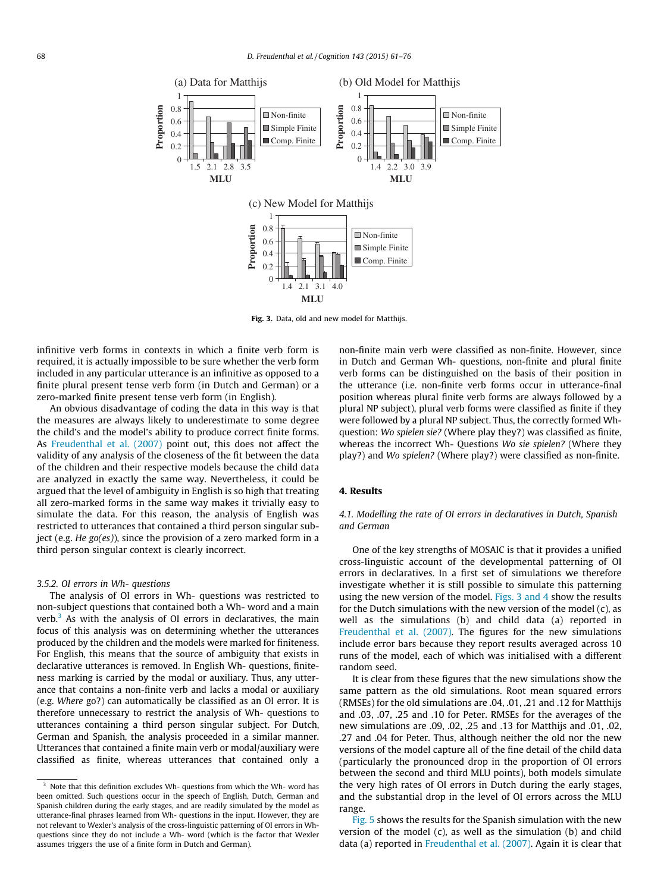Fig. 3. Data, old and new model for Matthijs.

infinitive verb forms in contexts in which a finite verb form is required, it is actually impossible to be sure whether the verb form included in any particular utterance is an infinitive as opposed to a finite plural present tense verb form (in Dutch and German) or a zero-marked finite present tense verb form (in English).

An obvious disadvantage of coding the data in this way is that the measures are always likely to underestimate to some degree the child's and the model's ability to produce correct finite forms. As Freudenthal et al. (2007) point out, this does not affect the validity of any analysis of the closeness of the fit between the data of the children and their respective models because the child data are analyzed in exactly the same way. Nevertheless, it could be argued that the level of ambiguity in English is so high that treating all zero-marked forms in the same way makes it trivially easy to simulate the data. For this reason, the analysis of English was restricted to utterances that contained a third person singular subject (e.g. *He go(es)*), since the provision of a zero marked form in a third person singular context is clearly incorrect.

#### 3.5.2. OI errors in Wh- questions

The analysis of OI errors in Wh- questions was restricted to non-subject questions that contained both a Wh- word and a main verb.[3] As with the analysis of OI errors in declaratives, the main focus of this analysis was on determining whether the utterances produced by the children and the models were marked for finiteness. For English, this means that the source of ambiguity that exists in declarative utterances is removed. In English Wh- questions, finiteness marking is carried by the modal or auxiliary. Thus, any utterance that contains a non-finite verb and lacks a modal or auxiliary (e.g. *Where* go?) can automatically be classified as an OI error. It is therefore unnecessary to restrict the analysis of Wh- questions to utterances containing a third person singular subject. For Dutch, German and Spanish, the analysis proceeded in a similar manner. Utterances that contained a finite main verb or modal/auxiliary were classified as finite, whereas utterances that contained only a non-finite main verb were classified as non-finite. However, since in Dutch and German Wh- questions, non-finite and plural finite verb forms can be distinguished on the basis of their position in the utterance (i.e. non-finite verb forms occur in utterance-final position whereas plural finite verb forms are always followed by a plural NP subject), plural verb forms were classified as finite if they were followed by a plural NP subject. Thus, the correctly formed Wh-question: *Wo spielen sie?* (Where play they?) was classified as finite, whereas the incorrect Wh- Questions *Wo sie spielen?* (Where they play?) and *Wo spielen?* (Where play?) were classified as non-finite.

## 4. Results

### 4.1. Modelling the rate of OI errors in declaratives in Dutch, Spanish and German

One of the key strengths of MOSAIC is that it provides a unified cross-linguistic account of the developmental patterning of OI errors in declaratives. In a first set of simulations we therefore investigate whether it is still possible to simulate this patterning using the new version of the model. Figs. 3 and 4 show the results for the Dutch simulations with the new version of the model (c), as well as the simulations (b) and child data (a) reported in Freudenthal et al. (2007). The figures for the new simulations include error bars because they report results averaged across 10 runs of the model, each of which was initialised with a different random seed.

It is clear from these figures that the new simulations show the same pattern as the old simulations. Root mean squared errors (RMSEs) for the old simulations are .04, .01, .21 and .12 for Matthijs and .03, .07, .25 and .10 for Peter. RMSEs for the averages of the new simulations are .09, .02, .25 and .13 for Matthijs and .01, .02, .27 and .04 for Peter. Thus, although neither the old nor the new versions of the model capture all of the fine detail of the child data (particularly the pronounced drop in the proportion of OI errors between the second and third MLU points), both models simulate the very high rates of OI errors in Dutch during the early stages, and the substantial drop in the level of OI errors across the MLU range.

Fig. 5 shows the results for the Spanish simulation with the new version of the model (c), as well as the simulation (b) and child data (a) reported in Freudenthal et al. (2007). Again it is clear that

[3] Note that this definition excludes Wh- questions from which the Wh- word has been omitted. Such questions occur in the speech of English, Dutch, German and Spanish children during the early stages, and are readily simulated by the model as utterance-final phrases learned from Wh- questions in the input. However, they are not relevant to Wexler's analysis of the cross-linguistic patterning of OI errors in Wh-questions since they do not include a Wh- word (which is the factor that Wexler assumes triggers the use of a finite form in Dutch and German).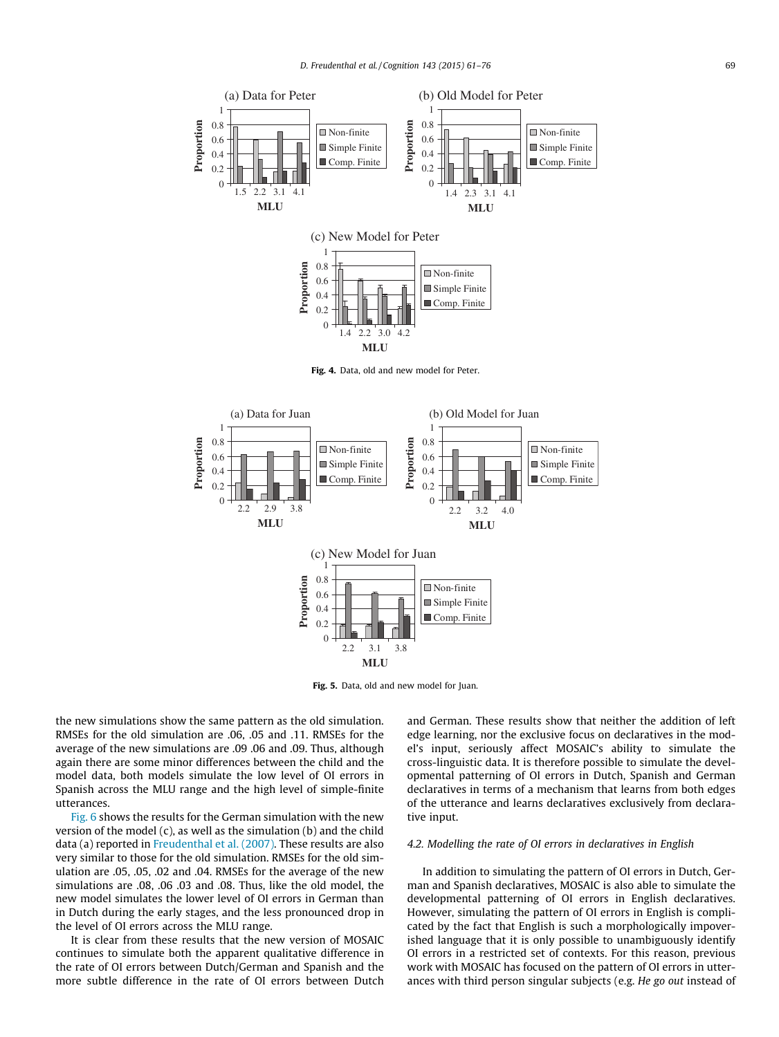Fig. 4. Data, old and new model for Peter.

Fig. 5. Data, old and new model for Juan.

the new simulations show the same pattern as the old simulation. RMSEs for the old simulation are .06, .05 and .11. RMSEs for the average of the new simulations are .09 .06 and .09. Thus, although again there are some minor differences between the child and the model data, both models simulate the low level of OI errors in Spanish across the MLU range and the high level of simple-finite utterances.

Fig. 6 shows the results for the German simulation with the new version of the model (c), as well as the simulation (b) and the child data (a) reported in Freudenthal et al. (2007). These results are also very similar to those for the old simulation. RMSEs for the old simulation are .05, .05, .02 and .04. RMSEs for the average of the new simulations are .08, .06 .03 and .08. Thus, like the old model, the new model simulates the lower level of OI errors in German than in Dutch during the early stages, and the less pronounced drop in the level of OI errors across the MLU range.

It is clear from these results that the new version of MOSAIC continues to simulate both the apparent qualitative difference in the rate of OI errors between Dutch/German and Spanish and the more subtle difference in the rate of OI errors between Dutch and German. These results show that neither the addition of left edge learning, nor the exclusive focus on declaratives in the model's input, seriously affect MOSAIC's ability to simulate the cross-linguistic data. It is therefore possible to simulate the developmental patterning of OI errors in Dutch, Spanish and German declaratives in terms of a mechanism that learns from both edges of the utterance and learns declaratives exclusively from declarative input.

### 4.2. Modelling the rate of OI errors in declaratives in English

In addition to simulating the pattern of OI errors in Dutch, German and Spanish declaratives, MOSAIC is also able to simulate the developmental patterning of OI errors in English declaratives. However, simulating the pattern of OI errors in English is complicated by the fact that English is such a morphologically impoverished language that it is only possible to unambiguously identify OI errors in a restricted set of contexts. For this reason, previous work with MOSAIC has focused on the pattern of OI errors in utterances with third person singular subjects (e.g. *He go out* instead of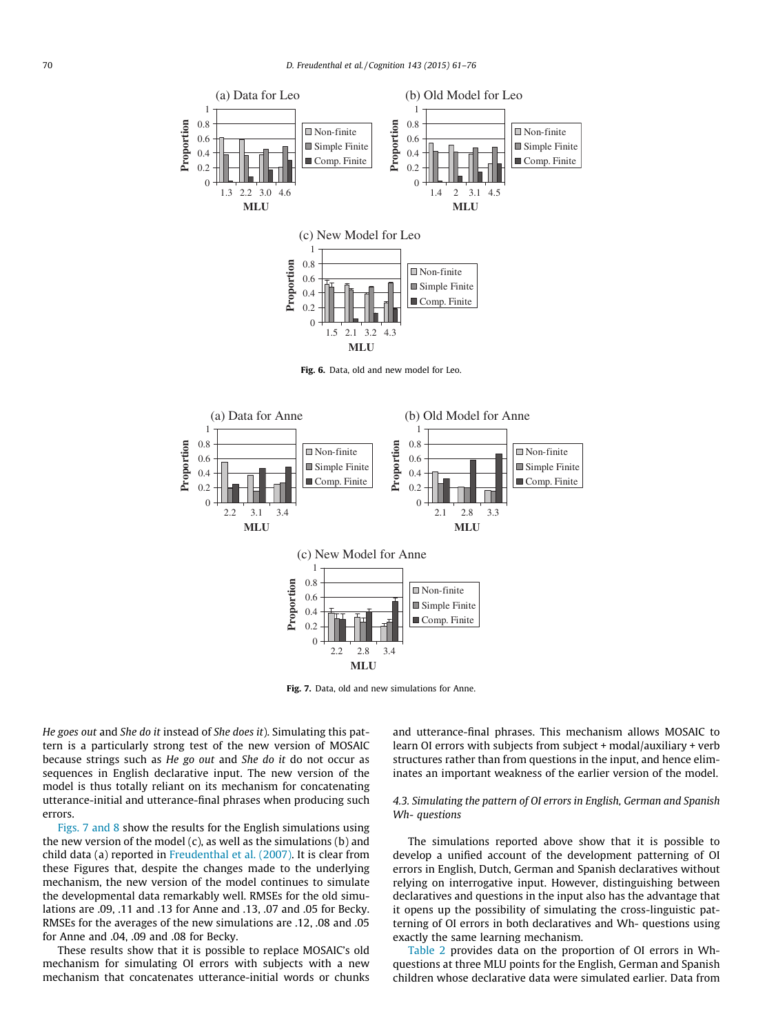Fig. 6. Data, old and new model for Leo.

Fig. 7. Data, old and new simulations for Anne.

*He goes out* and *She do it* instead of *She does it*). Simulating this pattern is a particularly strong test of the new version of MOSAIC because strings such as *He go out* and *She do it* do not occur as sequences in English declarative input. The new version of the model is thus totally reliant on its mechanism for concatenating utterance-initial and utterance-final phrases when producing such errors.

Figs. 7 and 8 show the results for the English simulations using the new version of the model (c), as well as the simulations (b) and child data (a) reported in Freudenthal et al. (2007). It is clear from these Figures that, despite the changes made to the underlying mechanism, the new version of the model continues to simulate the developmental data remarkably well. RMSEs for the old simulations are .09, .11 and .13 for Anne and .13, .07 and .05 for Becky. RMSEs for the averages of the new simulations are .12, .08 and .05 for Anne and .04, .09 and .08 for Becky.

These results show that it is possible to replace MOSAIC's old mechanism for simulating OI errors with subjects with a new mechanism that concatenates utterance-initial words or chunks and utterance-final phrases. This mechanism allows MOSAIC to learn OI errors with subjects from subject + modal/auxiliary + verb structures rather than from questions in the input, and hence eliminates an important weakness of the earlier version of the model.

### 4.3. Simulating the pattern of OI errors in English, German and Spanish Wh- questions

The simulations reported above show that it is possible to develop a unified account of the development patterning of OI errors in English, Dutch, German and Spanish declaratives without relying on interrogative input. However, distinguishing between declaratives and questions in the input also has the advantage that it opens up the possibility of simulating the cross-linguistic patterning of OI errors in both declaratives and Wh- questions using exactly the same learning mechanism.

Table 2 provides data on the proportion of OI errors in Wh- questions at three MLU points for the English, German and Spanish children whose declarative data were simulated earlier. Data from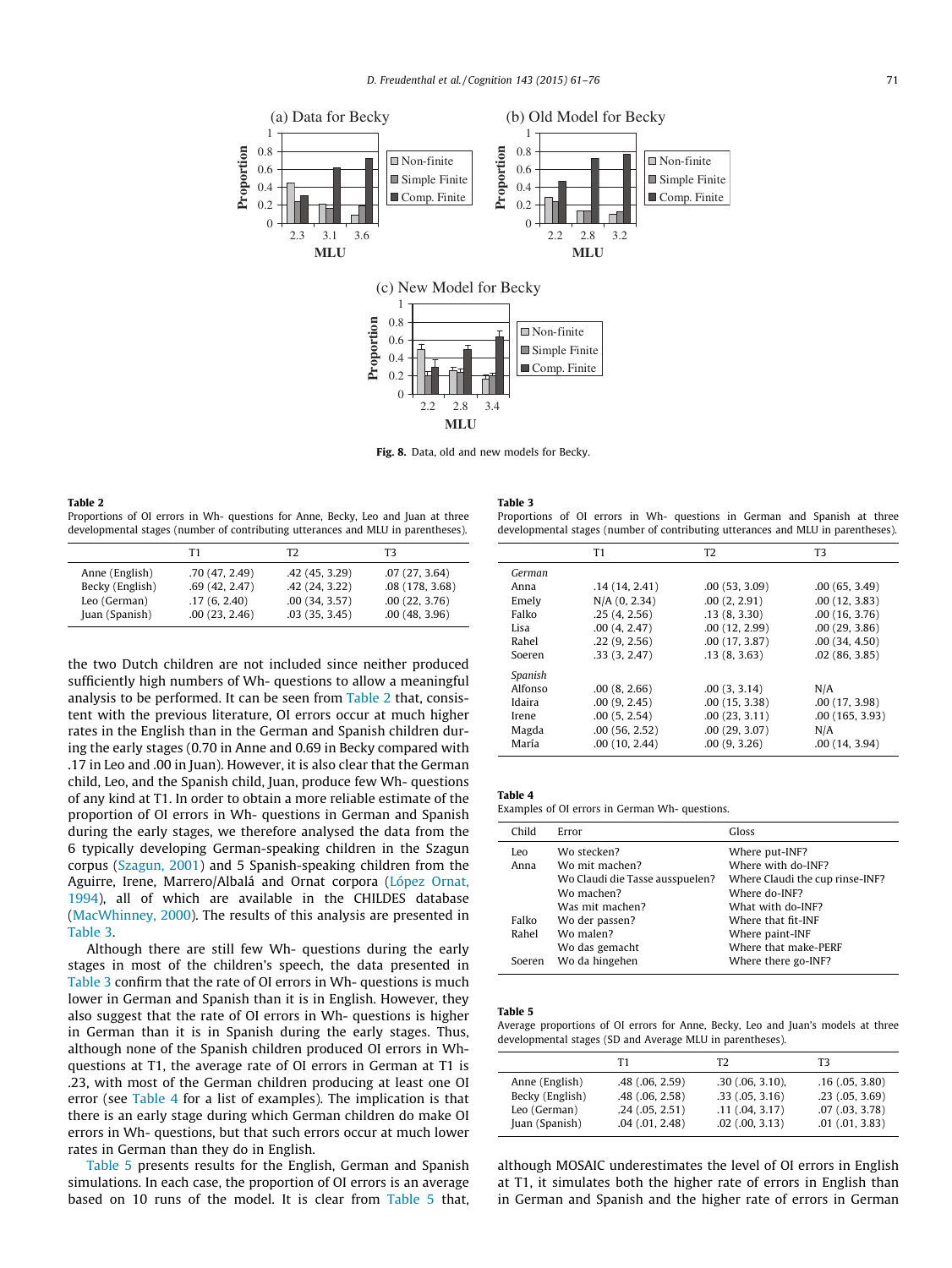Fig. 8. Data, old and new models for Becky.

**Table 2**
Proportions of OI errors in Wh- questions for Anne, Becky, Leo and Juan at three developmental stages (number of contributing utterances and MLU in parentheses).

| | T1 | T2 | T3 |
|---|---|---|---|
| Anne (English) | .70 (47, 2.49) | .42 (45, 3.29) | .07 (27, 3.64) |
| Becky (English) | .69 (42, 2.47) | .42 (24, 3.22) | .08 (178, 3.68) |
| Leo (German) | .17 (6, 2.40) | .00 (34, 3.57) | .00 (22, 3.76) |
| Juan (Spanish) | .00 (23, 2.46) | .03 (35, 3.45) | .00 (48, 3.96) |

the two Dutch children are not included since neither produced sufficiently high numbers of Wh- questions to allow a meaningful analysis to be performed. It can be seen from Table 2 that, consistent with the previous literature, OI errors occur at much higher rates in the English than in the German and Spanish children during the early stages (0.70 in Anne and 0.69 in Becky compared with .17 in Leo and .00 in Juan). However, it is also clear that the German child, Leo, and the Spanish child, Juan, produce few Wh- questions of any kind at T1. In order to obtain a more reliable estimate of the proportion of OI errors in Wh- questions in German and Spanish during the early stages, we therefore analysed the data from the 6 typically developing German-speaking children in the Szagun corpus (Szagun, 2001) and 5 Spanish-speaking children from the Aguirre, Irene, Marrero/Albalá and Ornat corpora (López Ornat, 1994), all of which are available in the CHILDES database (MacWhinney, 2000). The results of this analysis are presented in Table 3.

Although there are still few Wh- questions during the early stages in most of the children's speech, the data presented in Table 3 confirm that the rate of OI errors in Wh- questions is much lower in German and Spanish than it is in English. However, they also suggest that the rate of OI errors in Wh- questions is higher in German than it is in Spanish during the early stages. Thus, although none of the Spanish children produced OI errors in Wh- questions at T1, the average rate of OI errors in German at T1 is .23, with most of the German children producing at least one OI error (see Table 4 for a list of examples). The implication is that there is an early stage during which German children do make OI errors in Wh- questions, but that such errors occur at much lower rates in German than they do in English.

Table 5 presents results for the English, German and Spanish simulations. In each case, the proportion of OI errors is an average based on 10 runs of the model. It is clear from Table 5 that, although MOSAIC underestimates the level of OI errors in English at T1, it simulates both the higher rate of errors in English than in German and Spanish and the higher rate of errors in German

**Table 3**
Proportions of OI errors in Wh- questions in German and Spanish at three developmental stages (number of contributing utterances and MLU in parentheses).

| | T1 | T2 | T3 |
|---|---|---|---|
| *German* | | | |
| Anna | .14 (14, 2.41) | .00 (53, 3.09) | .00 (65, 3.49) |
| Emely | N/A (0, 2.34) | .00 (2, 2.91) | .00 (12, 3.83) |
| Falko | .25 (4, 2.56) | .13 (8, 3.30) | .00 (16, 3.76) |
| Lisa | .00 (4, 2.47) | .00 (12, 2.99) | .00 (29, 3.86) |
| Rahel | .22 (9, 2.56) | .00 (17, 3.87) | .00 (34, 4.50) |
| Soeren | .33 (3, 2.47) | .13 (8, 3.63) | .02 (86, 3.85) |
| *Spanish* | | | |
| Alfonso | .00 (8, 2.66) | .00 (3, 3.14) | N/A |
| Idaira | .00 (9, 2.45) | .00 (15, 3.38) | .00 (17, 3.98) |
| Irene | .00 (5, 2.54) | .00 (23, 3.11) | .00 (165, 3.93) |
| Magda | .00 (56, 2.52) | .00 (29, 3.07) | N/A |
| María | .00 (10, 2.44) | .00 (9, 3.26) | .00 (14, 3.94) |

**Table 4**
Examples of OI errors in German Wh- questions.

| Child | Error | Gloss |
|---|---|---|
| Leo | Wo stecken? | Where put-INF? |
| Anna | Wo mit machen? | Where with do-INF? |
| | Wo Claudi die Tasse ausspuelen? | Where Claudi the cup rinse-INF? |
| | Wo machen? | Where do-INF? |
| | Was mit machen? | What with do-INF? |
| Falko | Wo der passen? | Where that fit-INF |
| Rahel | Wo malen? | Where paint-INF |
| | Wo das gemacht | Where that make-PERF |
| Soeren | Wo da hingehen | Where there go-INF? |

**Table 5**
Average proportions of OI errors for Anne, Becky, Leo and Juan's models at three developmental stages (SD and Average MLU in parentheses).

| | T1 | T2 | T3 |
|---|---|---|---|
| Anne (English) | .48 (.06, 2.59) | .30 (.06, 3.10), | .16 (.05, 3.80) |
| Becky (English) | .48 (.06, 2.58) | .33 (.05, 3.16) | .23 (.05, 3.69) |
| Leo (German) | .24 (.05, 2.51) | .11 (.04, 3.17) | .07 (.03, 3.78) |
| Juan (Spanish) | .04 (.01, 2.48) | .02 (.00, 3.13) | .01 (.01, 3.83) |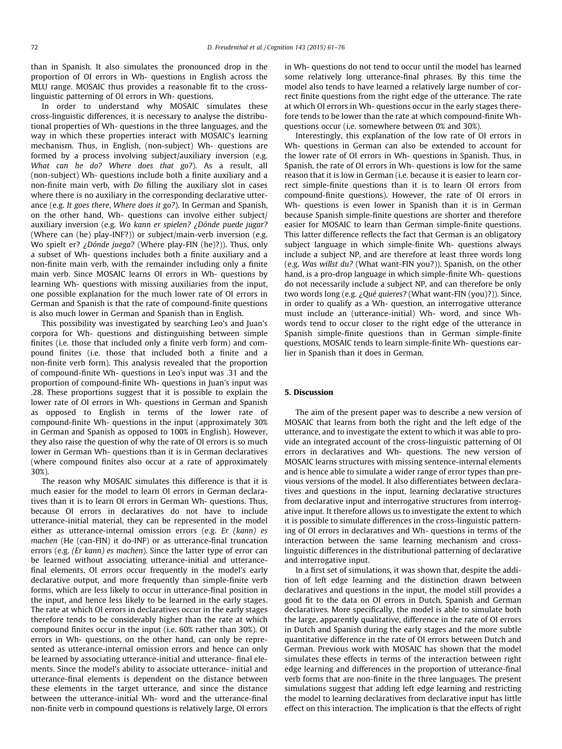than in Spanish. It also simulates the pronounced drop in the proportion of OI errors in Wh- questions in English across the MLU range. MOSAIC thus provides a reasonable fit to the cross-linguistic patterning of OI errors in Wh- questions.

In order to understand why MOSAIC simulates these cross-linguistic differences, it is necessary to analyse the distributional properties of Wh- questions in the three languages, and the way in which these properties interact with MOSAIC's learning mechanism. Thus, in English, (non-subject) Wh- questions are formed by a process involving subject/auxiliary inversion (e.g. *What can he do? Where does that go?*). As a result, all (non-subject) Wh- questions include both a finite auxiliary and a non-finite main verb, with *Do* filling the auxiliary slot in cases where there is no auxiliary in the corresponding declarative utterance (e.g. *It goes there*, *Where does it go?*). In German and Spanish, on the other hand, Wh- questions can involve either subject/auxiliary inversion (e.g. *Wo kann er spielen? ¿Dónde puede jugar?* (Where can (he) play-INF?)) or subject/main-verb inversion (e.g. Wo spielt er? *¿Dónde juega?* (Where play-FIN (he)?)). Thus, only a subset of Wh- questions includes both a finite auxiliary and a non-finite main verb, with the remainder including only a finite main verb. Since MOSAIC learns OI errors in Wh- questions by learning Wh- questions with missing auxiliaries from the input, one possible explanation for the much lower rate of OI errors in German and Spanish is that the rate of compound-finite questions is also much lower in German and Spanish than in English.

This possibility was investigated by searching Leo's and Juan's corpora for Wh- questions and distinguishing between simple finites (i.e. those that included only a finite verb form) and compound finites (i.e. those that included both a finite and a non-finite verb form). This analysis revealed that the proportion of compound-finite Wh- questions in Leo's input was .31 and the proportion of compound-finite Wh- questions in Juan's input was .28. These proportions suggest that it is possible to explain the lower rate of OI errors in Wh- questions in German and Spanish as opposed to English in terms of the lower rate of compound-finite Wh- questions in the input (approximately 30% in German and Spanish as opposed to 100% in English). However, they also raise the question of why the rate of OI errors is so much lower in German Wh- questions than it is in German declaratives (where compound finites also occur at a rate of approximately 30%).

The reason why MOSAIC simulates this difference is that it is much easier for the model to learn OI errors in German declaratives than it is to learn OI errors in German Wh- questions. Thus, because OI errors in declaratives do not have to include utterance-initial material, they can be represented in the model either as utterance-internal omission errors (e.g. *Er (kann) es machen* (He (can-FIN) it do-INF) or as utterance-final truncation errors (e.g. *(Er kann) es machen*). Since the latter type of error can be learned without associating utterance-initial and utterance-final elements, OI errors occur frequently in the model's early declarative output, and more frequently than simple-finite verb forms, which are less likely to occur in utterance-final position in the input, and hence less likely to be learned in the early stages. The rate at which OI errors in declaratives occur in the early stages therefore tends to be considerably higher than the rate at which compound finites occur in the input (i.e. 60% rather than 30%). OI errors in Wh- questions, on the other hand, can only be represented as utterance-internal omission errors and hence can only be learned by associating utterance-initial and utterance- final elements. Since the model's ability to associate utterance- initial and utterance-final elements is dependent on the distance between these elements in the target utterance, and since the distance between the utterance-initial Wh- word and the utterance-final non-finite verb in compound questions is relatively large, OI errors in Wh- questions do not tend to occur until the model has learned some relatively long utterance-final phrases. By this time the model also tends to have learned a relatively large number of correct finite questions from the right edge of the utterance. The rate at which OI errors in Wh- questions occur in the early stages therefore tends to be lower than the rate at which compound-finite Wh-questions occur (i.e. somewhere between 0% and 30%).

Interestingly, this explanation of the low rate of OI errors in Wh- questions in German can also be extended to account for the lower rate of OI errors in Wh- questions in Spanish. Thus, in Spanish, the rate of OI errors in Wh- questions is low for the same reason that it is low in German (i.e. because it is easier to learn correct simple-finite questions than it is to learn OI errors from compound-finite questions). However, the rate of OI errors in Wh- questions is even lower in Spanish than it is in German because Spanish simple-finite questions are shorter and therefore easier for MOSAIC to learn than German simple-finite questions. This latter difference reflects the fact that German is an obligatory subject language in which simple-finite Wh- questions always include a subject NP, and are therefore at least three words long (e.g. *Was willst du?* (What want-FIN you?)). Spanish, on the other hand, is a pro-drop language in which simple-finite Wh- questions do not necessarily include a subject NP, and can therefore be only two words long (e.g. *¿Qué quieres?* (What want-FIN (you)?)). Since, in order to qualify as a Wh- question, an interrogative utterance must include an (utterance-initial) Wh- word, and since Wh-words tend to occur closer to the right edge of the utterance in Spanish simple-finite questions than in German simple-finite questions, MOSAIC tends to learn simple-finite Wh- questions earlier in Spanish than it does in German.

## 5. Discussion

The aim of the present paper was to describe a new version of MOSAIC that learns from both the right and the left edge of the utterance, and to investigate the extent to which it was able to provide an integrated account of the cross-linguistic patterning of OI errors in declaratives and Wh- questions. The new version of MOSAIC learns structures with missing sentence-internal elements and is hence able to simulate a wider range of error types than previous versions of the model. It also differentiates between declaratives and questions in the input, learning declarative structures from declarative input and interrogative structures from interrogative input. It therefore allows us to investigate the extent to which it is possible to simulate differences in the cross-linguistic patterning of OI errors in declaratives and Wh- questions in terms of the interaction between the same learning mechanism and cross-linguistic differences in the distributional patterning of declarative and interrogative input.

In a first set of simulations, it was shown that, despite the addition of left edge learning and the distinction drawn between declaratives and questions in the input, the model still provides a good fit to the data on OI errors in Dutch, Spanish and German declaratives. More specifically, the model is able to simulate both the large, apparently qualitative, difference in the rate of OI errors in Dutch and Spanish during the early stages and the more subtle quantitative difference in the rate of OI errors between Dutch and German. Previous work with MOSAIC has shown that the model simulates these effects in terms of the interaction between right edge learning and differences in the proportion of utterance-final verb forms that are non-finite in the three languages. The present simulations suggest that adding left edge learning and restricting the model to learning declaratives from declarative input has little effect on this interaction. The implication is that the effects of right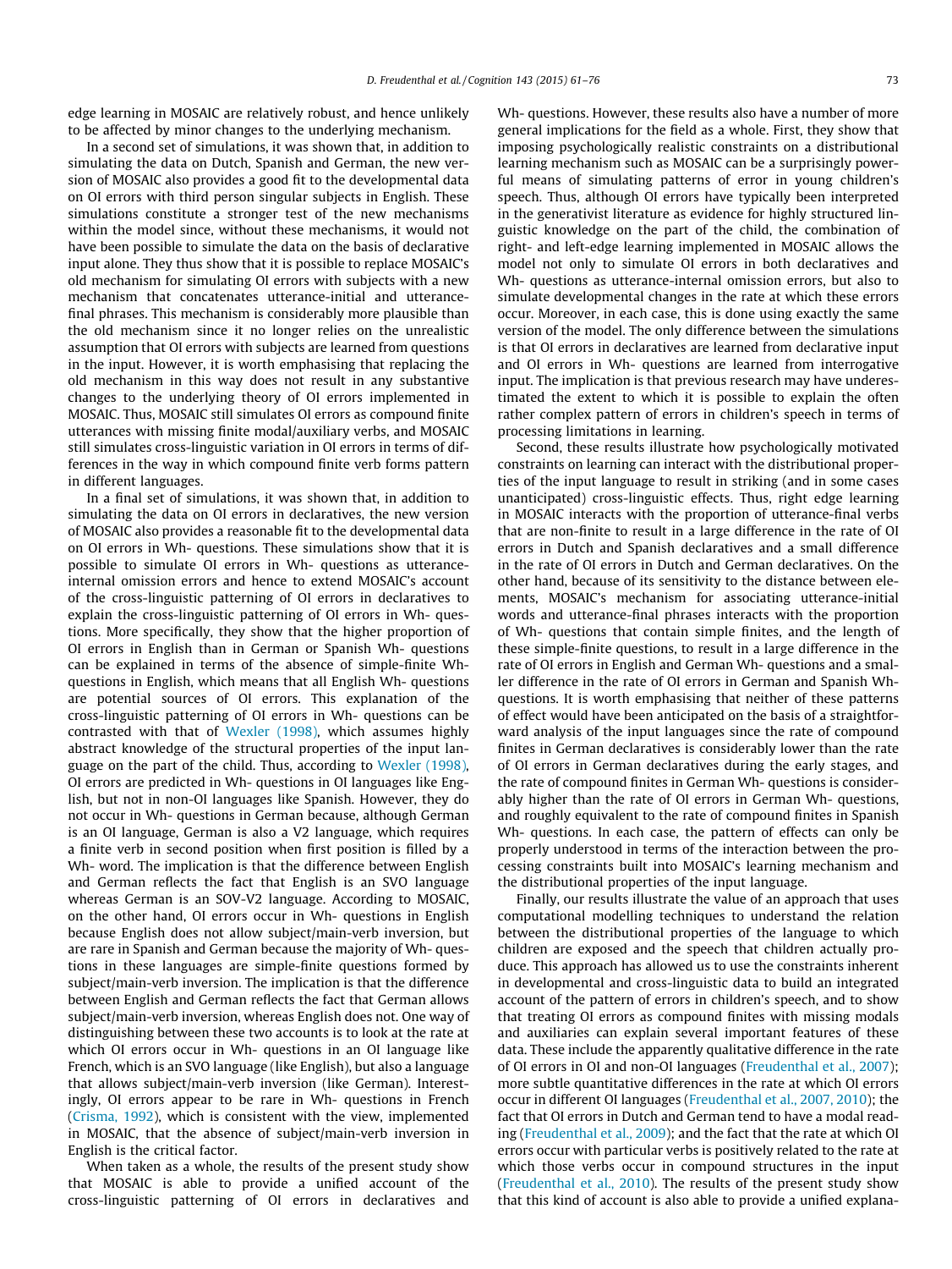edge learning in MOSAIC are relatively robust, and hence unlikely to be affected by minor changes to the underlying mechanism.

In a second set of simulations, it was shown that, in addition to simulating the data on Dutch, Spanish and German, the new version of MOSAIC also provides a good fit to the developmental data on OI errors with third person singular subjects in English. These simulations constitute a stronger test of the new mechanisms within the model since, without these mechanisms, it would not have been possible to simulate the data on the basis of declarative input alone. They thus show that it is possible to replace MOSAIC's old mechanism for simulating OI errors with subjects with a new mechanism that concatenates utterance-initial and utterance-final phrases. This mechanism is considerably more plausible than the old mechanism since it no longer relies on the unrealistic assumption that OI errors with subjects are learned from questions in the input. However, it is worth emphasising that replacing the old mechanism in this way does not result in any substantive changes to the underlying theory of OI errors implemented in MOSAIC. Thus, MOSAIC still simulates OI errors as compound finite utterances with missing finite modal/auxiliary verbs, and MOSAIC still simulates cross-linguistic variation in OI errors in terms of differences in the way in which compound finite verb forms pattern in different languages.

In a final set of simulations, it was shown that, in addition to simulating the data on OI errors in declaratives, the new version of MOSAIC also provides a reasonable fit to the developmental data on OI errors in Wh- questions. These simulations show that it is possible to simulate OI errors in Wh- questions as utterance-internal omission errors and hence to extend MOSAIC's account of the cross-linguistic patterning of OI errors in declaratives to explain the cross-linguistic patterning of OI errors in Wh- questions. More specifically, they show that the higher proportion of OI errors in English than in German or Spanish Wh- questions can be explained in terms of the absence of simple-finite Wh-questions in English, which means that all English Wh- questions are potential sources of OI errors. This explanation of the cross-linguistic patterning of OI errors in Wh- questions can be contrasted with that of Wexler (1998), which assumes highly abstract knowledge of the structural properties of the input language on the part of the child. Thus, according to Wexler (1998), OI errors are predicted in Wh- questions in OI languages like English, but not in non-OI languages like Spanish. However, they do not occur in Wh- questions in German because, although German is an OI language, German is also a V2 language, which requires a finite verb in second position when first position is filled by a Wh- word. The implication is that the difference between English and German reflects the fact that English is an SVO language whereas German is an SOV-V2 language. According to MOSAIC, on the other hand, OI errors occur in Wh- questions in English because English does not allow subject/main-verb inversion, but are rare in Spanish and German because the majority of Wh- questions in these languages are simple-finite questions formed by subject/main-verb inversion. The implication is that the difference between English and German reflects the fact that German allows subject/main-verb inversion, whereas English does not. One way of distinguishing between these two accounts is to look at the rate at which OI errors occur in Wh- questions in an OI language like French, which is an SVO language (like English), but also a language that allows subject/main-verb inversion (like German). Interestingly, OI errors appear to be rare in Wh- questions in French (Crisma, 1992), which is consistent with the view, implemented in MOSAIC, that the absence of subject/main-verb inversion in English is the critical factor.

When taken as a whole, the results of the present study show that MOSAIC is able to provide a unified account of the cross-linguistic patterning of OI errors in declaratives and Wh- questions. However, these results also have a number of more general implications for the field as a whole. First, they show that imposing psychologically realistic constraints on a distributional learning mechanism such as MOSAIC can be a surprisingly powerful means of simulating patterns of error in young children's speech. Thus, although OI errors have typically been interpreted in the generativist literature as evidence for highly structured linguistic knowledge on the part of the child, the combination of right- and left-edge learning implemented in MOSAIC allows the model not only to simulate OI errors in both declaratives and Wh- questions as utterance-internal omission errors, but also to simulate developmental changes in the rate at which these errors occur. Moreover, in each case, this is done using exactly the same version of the model. The only difference between the simulations is that OI errors in declaratives are learned from declarative input and OI errors in Wh- questions are learned from interrogative input. The implication is that previous research may have underestimated the extent to which it is possible to explain the often rather complex pattern of errors in children's speech in terms of processing limitations in learning.

Second, these results illustrate how psychologically motivated constraints on learning can interact with the distributional properties of the input language to result in striking (and in some cases unanticipated) cross-linguistic effects. Thus, right edge learning in MOSAIC interacts with the proportion of utterance-final verbs that are non-finite to result in a large difference in the rate of OI errors in Dutch and Spanish declaratives and a small difference in the rate of OI errors in Dutch and German declaratives. On the other hand, because of its sensitivity to the distance between elements, MOSAIC's mechanism for associating utterance-initial words and utterance-final phrases interacts with the proportion of Wh- questions that contain simple finites, and the length of these simple-finite questions, to result in a large difference in the rate of OI errors in English and German Wh- questions and a smaller difference in the rate of OI errors in German and Spanish Wh-questions. It is worth emphasising that neither of these patterns of effect would have been anticipated on the basis of a straightforward analysis of the input languages since the rate of compound finites in German declaratives is considerably lower than the rate of OI errors in German declaratives during the early stages, and the rate of compound finites in German Wh- questions is considerably higher than the rate of OI errors in German Wh- questions, and roughly equivalent to the rate of compound finites in Spanish Wh- questions. In each case, the pattern of effects can only be properly understood in terms of the interaction between the processing constraints built into MOSAIC's learning mechanism and the distributional properties of the input language.

Finally, our results illustrate the value of an approach that uses computational modelling techniques to understand the relation between the distributional properties of the language to which children are exposed and the speech that children actually produce. This approach has allowed us to use the constraints inherent in developmental and cross-linguistic data to build an integrated account of the pattern of errors in children's speech, and to show that treating OI errors as compound finites with missing modals and auxiliaries can explain several important features of these data. These include the apparently qualitative difference in the rate of OI errors in OI and non-OI languages (Freudenthal et al., 2007); more subtle quantitative differences in the rate at which OI errors occur in different OI languages (Freudenthal et al., 2007, 2010); the fact that OI errors in Dutch and German tend to have a modal reading (Freudenthal et al., 2009); and the fact that the rate at which OI errors occur with particular verbs is positively related to the rate at which those verbs occur in compound structures in the input (Freudenthal et al., 2010). The results of the present study show that this kind of account is also able to provide a unified explana-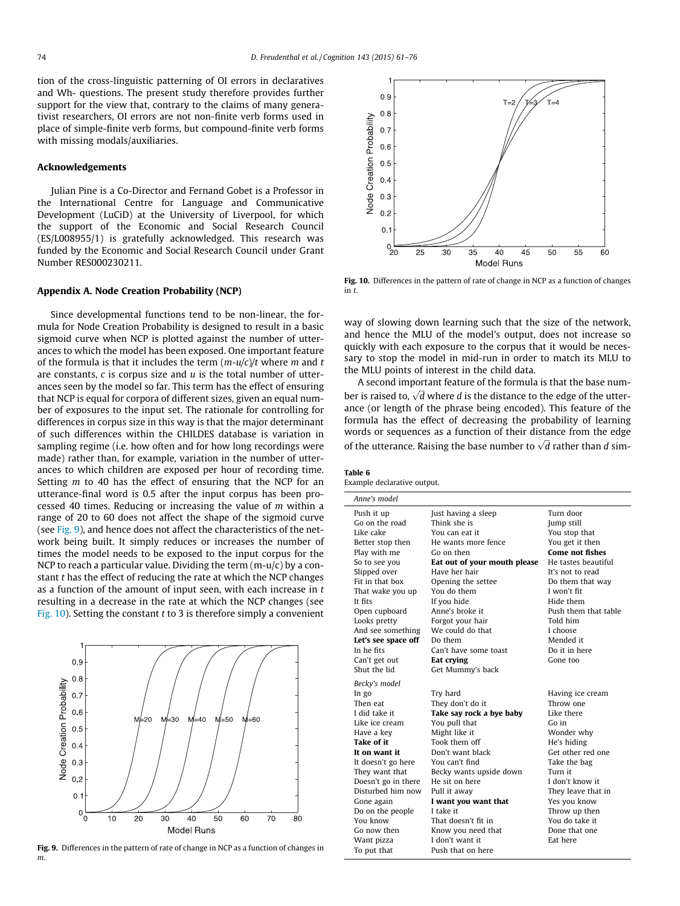tion of the cross-linguistic patterning of OI errors in declaratives and Wh- questions. The present study therefore provides further support for the view that, contrary to the claims of many generativist researchers, OI errors are not non-finite verb forms used in place of simple-finite verb forms, but compound-finite verb forms with missing modals/auxiliaries.

## Acknowledgements

Julian Pine is a Co-Director and Fernand Gobet is a Professor in the International Centre for Language and Communicative Development (LuCiD) at the University of Liverpool, for which the support of the Economic and Social Research Council (ES/L008955/1) is gratefully acknowledged. This research was funded by the Economic and Social Research Council under Grant Number RES000230211.

## Appendix A. Node Creation Probability (NCP)

Since developmental functions tend to be non-linear, the formula for Node Creation Probability is designed to result in a basic sigmoid curve when NCP is plotted against the number of utterances to which the model has been exposed. One important feature of the formula is that it includes the term $(m\text{-}u/c)/t$ where $m$ and $t$ are constants, $c$ is corpus size and $u$ is the total number of utterances seen by the model so far. This term has the effect of ensuring that NCP is equal for corpora of different sizes, given an equal number of exposures to the input set. The rationale for controlling for differences in corpus size in this way is that the major determinant of such differences within the CHILDES database is variation in sampling regime (i.e. how often and for how long recordings were made) rather than, for example, variation in the number of utterances to which children are exposed per hour of recording time. Setting $m$ to 40 has the effect of ensuring that the NCP for an utterance-final word is 0.5 after the input corpus has been processed 40 times. Reducing or increasing the value of $m$ within a range of 20 to 60 does not affect the shape of the sigmoid curve (see Fig. 9), and hence does not affect the characteristics of the network being built. It simply reduces or increases the number of times the model needs to be exposed to the input corpus for the NCP to reach a particular value. Dividing the term $(m\text{-}u/c)$ by a constant $t$ has the effect of reducing the rate at which the NCP changes as a function of the amount of input seen, with each increase in $t$ resulting in a decrease in the rate at which the NCP changes (see Fig. 10). Setting the constant $t$ to 3 is therefore simply a convenient way of slowing down learning such that the size of the network, and hence the MLU of the model's output, does not increase so quickly with each exposure to the corpus that it would be necessary to stop the model in mid-run in order to match its MLU to the MLU points of interest in the child data.

Fig. 9. Differences in the pattern of rate of change in NCP as a function of changes in $m$.

Fig. 10. Differences in the pattern of rate of change in NCP as a function of changes in $t$.

A second important feature of the formula is that the base number is raised to, $\sqrt{d}$ where $d$ is the distance to the edge of the utterance (or length of the phrase being encoded). This feature of the formula has the effect of decreasing the probability of learning words or sequences as a function of their distance from the edge of the utterance. Raising the base number to $\sqrt{d}$ rather than $d$ sim-

**Table 6**
Example declarative output.

| | | |
|---|---|---|
| *Anne's model* | | |
| Push it up | Just having a sleep | Turn door |
| Go on the road | Think she is | Jump still |
| Like cake | You can eat it | You stop that |
| Better stop then | He wants more fence | You get it then |
| Play with me | Go on then | **Come not fishes** |
| So to see you | **Eat out of your mouth please** | He tastes beautiful |
| Slipped over | Have her hair | It's not to read |
| Fit in that box | Opening the settee | Do them that way |
| That wake you up | You do them | I won't fit |
| It fits | If you hide | Hide them |
| Open cupboard | Anne's broke it | Push them that table |
| Looks pretty | Forgot your hair | Told him |
| And see something | We could do that | I choose |
| **Let's see space off** | Do them | Mended it |
| In he fits | Can't have some toast | Do it in here |
| Can't get out | **Eat crying** | Gone too |
| Shut the lid | Get Mummy's back | |
| *Becky's model* | | |
| In go | Try hard | Having ice cream |
| Then eat | They don't do it | Throw one |
| I did take it | **Take say rock a bye baby** | Like there |
| Like ice cream | You pull that | Go in |
| Have a key | Might like it | Wonder why |
| **Take of it** | Took them off | He's hiding |
| **It on want it** | Don't want black | Get other red one |
| It doesn't go here | You can't find | Take the bag |
| They want that | Becky wants upside down | Turn it |
| Doesn't go in there | He sit on here | I don't know it |
| Disturbed him now | Pull it away | They leave that in |
| Gone again | **I want you want that** | Yes you know |
| Do on the people | I take it | Throw up then |
| You know | That doesn't fit in | You do take it |
| Go now then | Know you need that | Done that one |
| Want pizza | I don't want it | Eat here |
| To put that | Push that on here | |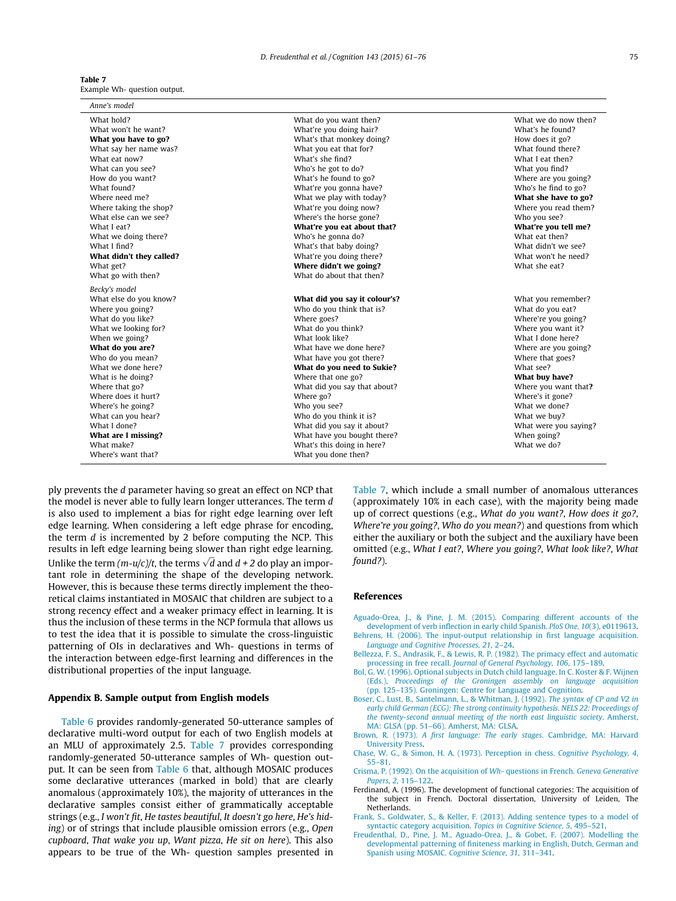**Table 7**
Example Wh- question output.

| *Anne's model* | | |
|---|---|---|
| What hold? | What do you want then? | What we do now then? |
| What won't he want? | What're you doing hair? | What's he found? |
| **What you have to go?** | What's that monkey doing? | How does it go? |
| What say her name was? | What you eat that for? | What found there? |
| What eat now? | What's she find? | What I eat then? |
| What can you see? | Who's he got to do? | What you find? |
| How do you want? | What's he found to go? | Where are you going? |
| What found? | What're you gonna have? | Who's he find to go? |
| Where need me? | What we play with today? | **What she have to go?** |
| Where taking the shop? | What're you doing now? | Where are you read them? |
| What else can we see? | Where's the horse gone? | Who you see? |
| What I eat? | **What're you eat about that?** | **What're you tell me?** |
| What we doing there? | Who's he gonna do? | What eat then? |
| What I find? | What's that baby doing? | What didn't we see? |
| **What didn't they called?** | What're you doing there? | What won't he need? |
| What get? | **Where didn't we going?** | What she eat? |
| What go with then? | What do about that then? | |
| *Becky's model* | | |
| What else do you know? | **What did you say it colour's?** | What you remember? |
| Where you going? | Who do you think that is? | What do you eat? |
| What do you like? | Where goes? | Where're you going? |
| What we looking for? | What do you think? | Where you want it? |
| When we going? | What look like? | What I done here? |
| **What do you are?** | What have we done here? | Where are you going? |
| Who do you mean? | What have you got there? | Where that goes? |
| What we done here? | **What do you need to Sukie?** | What see? |
| What is he doing? | Where that one go? | **What buy have?** |
| Where that go? | What did you say that about? | Where you want that**?** |
| Where does it hurt? | Where go? | Where's it gone? |
| Where's he going? | Who you see? | What we done? |
| What can you hear? | Who do you think it is? | What we buy? |
| What I done? | What did you say it about? | What were you saying? |
| **What are I missing?** | What have you bought there? | When going? |
| What make? | What's this doing in here? | What we do? |
| Where's want that? | What you done then? | |

ply prevents the *d* parameter having so great an effect on NCP that the model is never able to fully learn longer utterances. The term *d* is also used to implement a bias for right edge learning over left edge learning. When considering a left edge phrase for encoding, the term *d* is incremented by 2 before computing the NCP. This results in left edge learning being slower than right edge learning. Unlike the term $(m\text{-}u/c)/t$, the terms $\sqrt{d}$ and $d + 2$ do play an important role in determining the shape of the developing network. However, this is because these terms directly implement the theoretical claims instantiated in MOSAIC that children are subject to a strong recency effect and a weaker primacy effect in learning. It is thus the inclusion of these terms in the NCP formula that allows us to test the idea that it is possible to simulate the cross-linguistic patterning of OIs in declaratives and Wh- questions in terms of the interaction between edge-first learning and differences in the distributional properties of the input language.

## Appendix B. Sample output from English models

Table 6 provides randomly-generated 50-utterance samples of declarative multi-word output for each of two English models at an MLU of approximately 2.5. Table 7 provides corresponding randomly-generated 50-utterance samples of Wh- question output. It can be seen from Table 6 that, although MOSAIC produces some declarative utterances (marked in bold) that are clearly anomalous (approximately 10%), the majority of utterances in the declarative samples consist either of grammatically acceptable strings (e.g., *I won't fit*, *He tastes beautiful*, *It doesn't go here*, *He's hiding*) or of strings that include plausible omission errors (e.g., *Open cupboard*, *That wake you up*, *Want pizza*, *He sit on here*). This also appears to be true of the Wh- question samples presented in Table 7, which include a small number of anomalous utterances (approximately 10% in each case), with the majority being made up of correct questions (e.g., *What do you want?*, *How does it go?*, *Where're you going?*, *Who do you mean?*) and questions from which either the auxiliary or both the subject and the auxiliary have been omitted (e.g., *What I eat?*, *Where you going?*, *What look like?*, *What found?*).

## References

Aguado-Orea, J., & Pine, J. M. (2015). Comparing different accounts of the development of verb inflection in early child Spanish. *PloS One, 10*(3), e0119613.

Behrens, H. (2006). The input-output relationship in first language acquisition. *Language and Cognitive Processes, 21*, 2–24.

Bellezza, F. S., Andrasik, F., & Lewis, R. P. (1982). The primacy effect and automatic processing in free recall. *Journal of General Psychology, 106*, 175–189.

Bol, G. W. (1996). Optional subjects in Dutch child language. In C. Koster & F. Wijnen (Eds.), *Proceedings of the Groningen assembly on language acquisition* (pp. 125–135). Groningen: Centre for Language and Cognition.

Boser, C., Lust, B., Santelmann, L., & Whitman, J. (1992). *The syntax of CP and V2 in early child German (ECG): The strong continuity hypothesis. NELS 22: Proceedings of the twenty-second annual meeting of the north east linguistic society*. Amherst, MA: GLSA (pp. 51–66). Amherst, MA: GLSA.

Brown, R. (1973). *A first language: The early stages*. Cambridge, MA: Harvard University Press.

Chase, W. G., & Simon, H. A. (1973). Perception in chess. *Cognitive Psychology, 4*, 55–81.

Crisma, P. (1992). On the acquisition of *Wh-* questions in French. *Geneva Generative Papers, 2*, 115–122.

Ferdinand, A. (1996). The development of functional categories: The acquisition of the subject in French. Doctoral dissertation, University of Leiden, The Netherlands.

Frank, S., Goldwater, S., & Keller, F. (2013). Adding sentence types to a model of syntactic category acquisition. *Topics in Cognitive Science, 5*, 495–521.

Freudenthal, D., Pine, J. M., Aguado-Orea, J., & Gobet, F. (2007). Modelling the developmental patterning of finiteness marking in English, Dutch, German and Spanish using MOSAIC. *Cognitive Science, 31*, 311–341.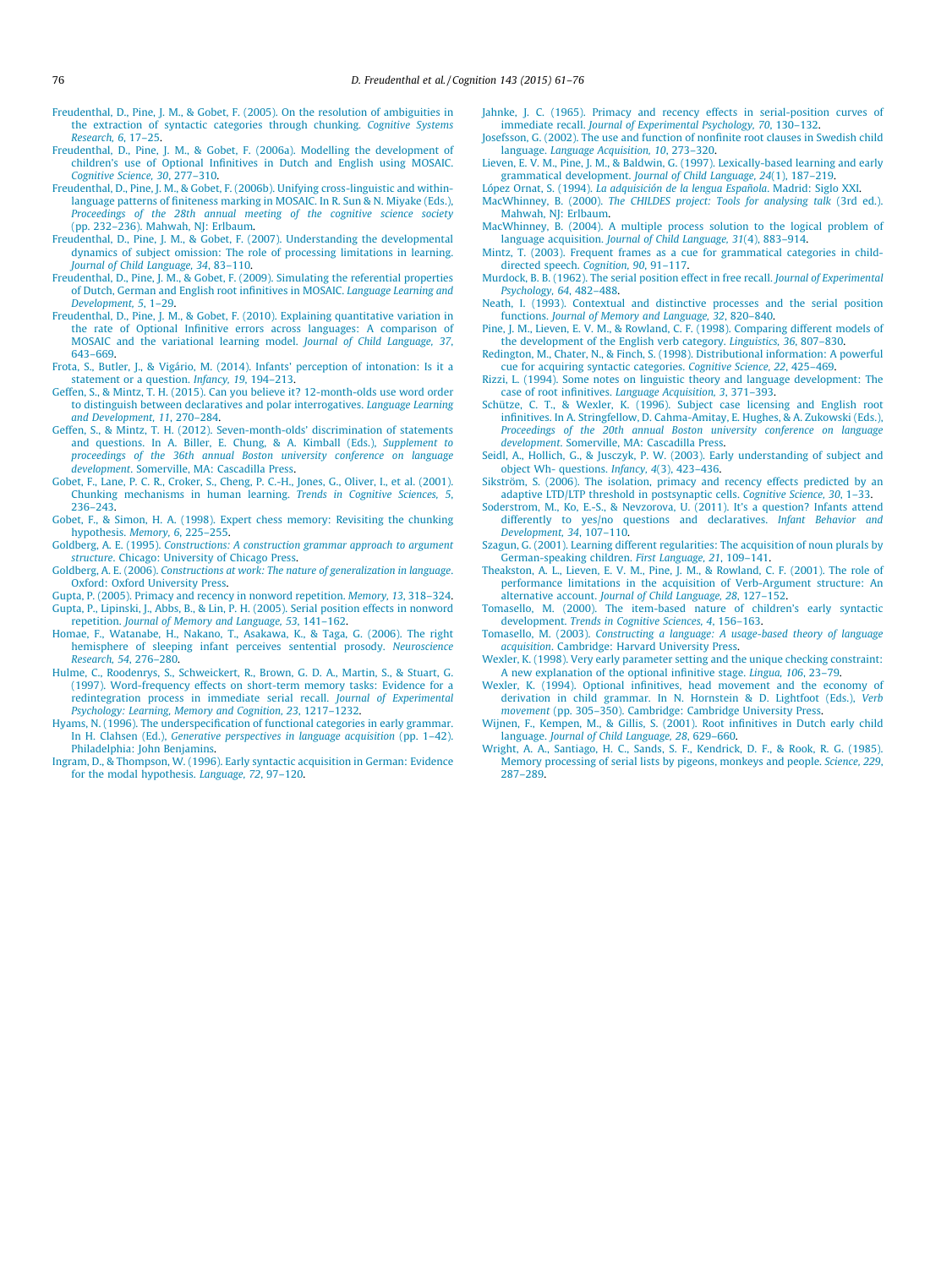Freudenthal, D., Pine, J. M., & Gobet, F. (2005). On the resolution of ambiguities in the extraction of syntactic categories through chunking. *Cognitive Systems Research, 6*, 17–25.

Freudenthal, D., Pine, J. M., & Gobet, F. (2006a). Modelling the development of children's use of Optional Infinitives in Dutch and English using MOSAIC. *Cognitive Science, 30*, 277–310.

Freudenthal, D., Pine, J. M., & Gobet, F. (2006b). Unifying cross-linguistic and within-language patterns of finiteness marking in MOSAIC. In R. Sun & N. Miyake (Eds.), *Proceedings of the 28th annual meeting of the cognitive science society* (pp. 232–236). Mahwah, NJ: Erlbaum.

Freudenthal, D., Pine, J. M., & Gobet, F. (2007). Understanding the developmental dynamics of subject omission: The role of processing limitations in learning. *Journal of Child Language, 34*, 83–110.

Freudenthal, D., Pine, J. M., & Gobet, F. (2009). Simulating the referential properties of Dutch, German and English root infinitives in MOSAIC. *Language Learning and Development, 5*, 1–29.

Freudenthal, D., Pine, J. M., & Gobet, F. (2010). Explaining quantitative variation in the rate of Optional Infinitive errors across languages: A comparison of MOSAIC and the variational learning model. *Journal of Child Language, 37*, 643–669.

Frota, S., Butler, J., & Vigário, M. (2014). Infants' perception of intonation: Is it a statement or a question. *Infancy, 19*, 194–213.

Geffen, S., & Mintz, T. H. (2015). Can you believe it? 12-month-olds use word order to distinguish between declaratives and polar interrogatives. *Language Learning and Development, 11*, 270–284.

Geffen, S., & Mintz, T. H. (2012). Seven-month-olds' discrimination of statements and questions. In A. Biller, E. Chung, & A. Kimball (Eds.), *Supplement to proceedings of the 36th annual Boston university conference on language development*. Somerville, MA: Cascadilla Press.

Gobet, F., Lane, P. C. R., Croker, S., Cheng, P. C.-H., Jones, G., Oliver, I., et al. (2001). Chunking mechanisms in human learning. *Trends in Cognitive Sciences, 5*, 236–243.

Gobet, F., & Simon, H. A. (1998). Expert chess memory: Revisiting the chunking hypothesis. *Memory, 6*, 225–255.

Goldberg, A. E. (1995). *Constructions: A construction grammar approach to argument structure*. Chicago: University of Chicago Press.

Goldberg, A. E. (2006). *Constructions at work: The nature of generalization in language*. Oxford: Oxford University Press.

Gupta, P. (2005). Primacy and recency in nonword repetition. *Memory, 13*, 318–324.

Gupta, P., Lipinski, J., Abbs, B., & Lin, P. H. (2005). Serial position effects in nonword repetition. *Journal of Memory and Language, 53*, 141–162.

Homae, F., Watanabe, H., Nakano, T., Asakawa, K., & Taga, G. (2006). The right hemisphere of sleeping infant perceives sentential prosody. *Neuroscience Research, 54*, 276–280.

Hulme, C., Roodenrys, S., Schweickert, R., Brown, G. D. A., Martin, S., & Stuart, G. (1997). Word-frequency effects on short-term memory tasks: Evidence for a redintegration process in immediate serial recall. *Journal of Experimental Psychology: Learning, Memory and Cognition, 23*, 1217–1232.

Hyams, N. (1996). The underspecification of functional categories in early grammar. In H. Clahsen (Ed.), *Generative perspectives in language acquisition* (pp. 1–42). Philadelphia: John Benjamins.

Ingram, D., & Thompson, W. (1996). Early syntactic acquisition in German: Evidence for the modal hypothesis. *Language, 72*, 97–120.

Jahnke, J. C. (1965). Primacy and recency effects in serial-position curves of immediate recall. *Journal of Experimental Psychology, 70*, 130–132.

Josefsson, G. (2002). The use and function of nonfinite root clauses in Swedish child language. *Language Acquisition, 10*, 273–320.

Lieven, E. V. M., Pine, J. M., & Baldwin, G. (1997). Lexically-based learning and early grammatical development. *Journal of Child Language, 24*(1), 187–219.

López Ornat, S. (1994). *La adquisición de la lengua Española*. Madrid: Siglo XXI.

MacWhinney, B. (2000). *The CHILDES project: Tools for analysing talk* (3rd ed.). Mahwah, NJ: Erlbaum.

MacWhinney, B. (2004). A multiple process solution to the logical problem of language acquisition. *Journal of Child Language, 31*(4), 883–914.

Mintz, T. (2003). Frequent frames as a cue for grammatical categories in child-directed speech. *Cognition, 90*, 91–117.

Murdock, B. B. (1962). The serial position effect in free recall. *Journal of Experimental Psychology, 64*, 482–488.

Neath, I. (1993). Contextual and distinctive processes and the serial position functions. *Journal of Memory and Language, 32*, 820–840.

Pine, J. M., Lieven, E. V. M., & Rowland, C. F. (1998). Comparing different models of the development of the English verb category. *Linguistics, 36*, 807–830.

Redington, M., Chater, N., & Finch, S. (1998). Distributional information: A powerful cue for acquiring syntactic categories. *Cognitive Science, 22*, 425–469.

Rizzi, L. (1994). Some notes on linguistic theory and language development: The case of root infinitives. *Language Acquisition, 3*, 371–393.

Schütze, C. T., & Wexler, K. (1996). Subject case licensing and English root infinitives. In A. Stringfellow, D. Cahma-Amitay, E. Hughes, & A. Zukowski (Eds.), *Proceedings of the 20th annual Boston university conference on language development*. Somerville, MA: Cascadilla Press.

Seidl, A., Hollich, G., & Jusczyk, P. W. (2003). Early understanding of subject and object Wh- questions. *Infancy, 4*(3), 423–436.

Sikström, S. (2006). The isolation, primacy and recency effects predicted by an adaptive LTD/LTP threshold in postsynaptic cells. *Cognitive Science, 30*, 1–33.

Soderstrom, M., Ko, E.-S., & Nevzorova, U. (2011). It's a question? Infants attend differently to yes/no questions and declaratives. *Infant Behavior and Development, 34*, 107–110.

Szagun, G. (2001). Learning different regularities: The acquisition of noun plurals by German-speaking children. *First Language, 21*, 109–141.

Theakston, A. L., Lieven, E. V. M., Pine, J. M., & Rowland, C. F. (2001). The role of performance limitations in the acquisition of Verb-Argument structure: An alternative account. *Journal of Child Language, 28*, 127–152.

Tomasello, M. (2000). The item-based nature of children's early syntactic development. *Trends in Cognitive Sciences, 4*, 156–163.

Tomasello, M. (2003). *Constructing a language: A usage-based theory of language acquisition*. Cambridge: Harvard University Press.

Wexler, K. (1998). Very early parameter setting and the unique checking constraint: A new explanation of the optional infinitive stage. *Lingua, 106*, 23–79.

Wexler, K. (1994). Optional infinitives, head movement and the economy of derivation in child grammar. In N. Hornstein & D. Lightfoot (Eds.), *Verb movement* (pp. 305–350). Cambridge: Cambridge University Press.

Wijnen, F., Kempen, M., & Gillis, S. (2001). Root infinitives in Dutch early child language. *Journal of Child Language, 28*, 629–660.

Wright, A. A., Santiago, H. C., Sands, S. F., Kendrick, D. F., & Rook, R. G. (1985). Memory processing of serial lists by pigeons, monkeys and people. *Science, 229*, 287–289.